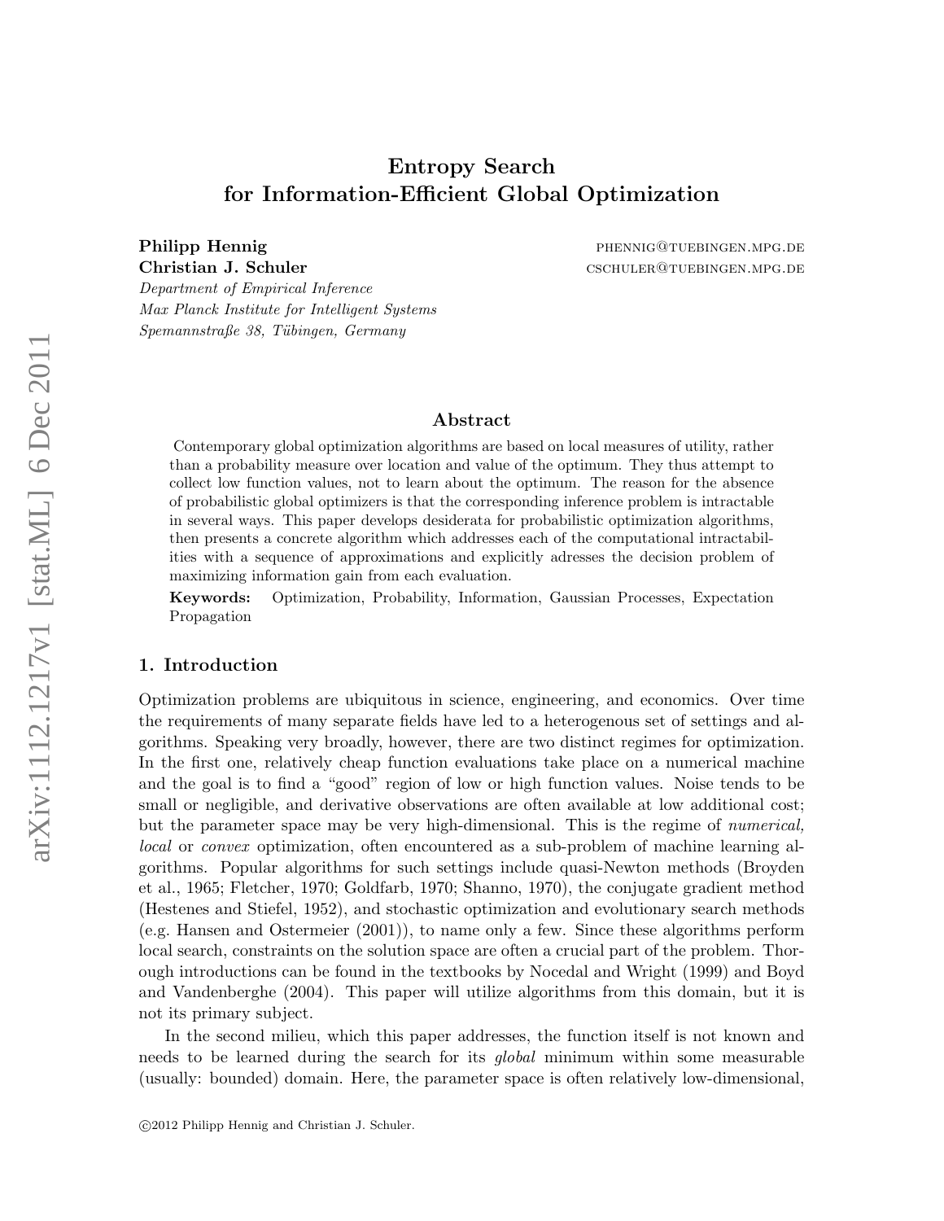# Entropy Search for Information-Efficient Global Optimization

**Philipp Hennig** PHENNIG@TUEBINGEN.MPG.DE
**Christian J. Schuler** CSCHULER@TUEBINGEN.MPG.DE
*Department of Empirical Inference*
*Max Planck Institute for Intelligent Systems*
*Spemannstraße 38, Tübingen, Germany*

## Abstract

Contemporary global optimization algorithms are based on local measures of utility, rather than a probability measure over location and value of the optimum. They thus attempt to collect low function values, not to learn about the optimum. The reason for the absence of probabilistic global optimizers is that the corresponding inference problem is intractable in several ways. This paper develops desiderata for probabilistic optimization algorithms, then presents a concrete algorithm which addresses each of the computational intractabilities with a sequence of approximations and explicitly adresses the decision problem of maximizing information gain from each evaluation.

**Keywords:** Optimization, Probability, Information, Gaussian Processes, Expectation Propagation

## 1. Introduction

Optimization problems are ubiquitous in science, engineering, and economics. Over time the requirements of many separate fields have led to a heterogenous set of settings and algorithms. Speaking very broadly, however, there are two distinct regimes for optimization. In the first one, relatively cheap function evaluations take place on a numerical machine and the goal is to find a "good" region of low or high function values. Noise tends to be small or negligible, and derivative observations are often available at low additional cost; but the parameter space may be very high-dimensional. This is the regime of *numerical, local* or *convex* optimization, often encountered as a sub-problem of machine learning algorithms. Popular algorithms for such settings include quasi-Newton methods (Broyden et al., 1965; Fletcher, 1970; Goldfarb, 1970; Shanno, 1970), the conjugate gradient method (Hestenes and Stiefel, 1952), and stochastic optimization and evolutionary search methods (e.g. Hansen and Ostermeier (2001)), to name only a few. Since these algorithms perform local search, constraints on the solution space are often a crucial part of the problem. Thorough introductions can be found in the textbooks by Nocedal and Wright (1999) and Boyd and Vandenberghe (2004). This paper will utilize algorithms from this domain, but it is not its primary subject.

In the second milieu, which this paper addresses, the function itself is not known and needs to be learned during the search for its *global* minimum within some measurable (usually: bounded) domain. Here, the parameter space is often relatively low-dimensional,

©2012 Philipp Hennig and Christian J. Schuler.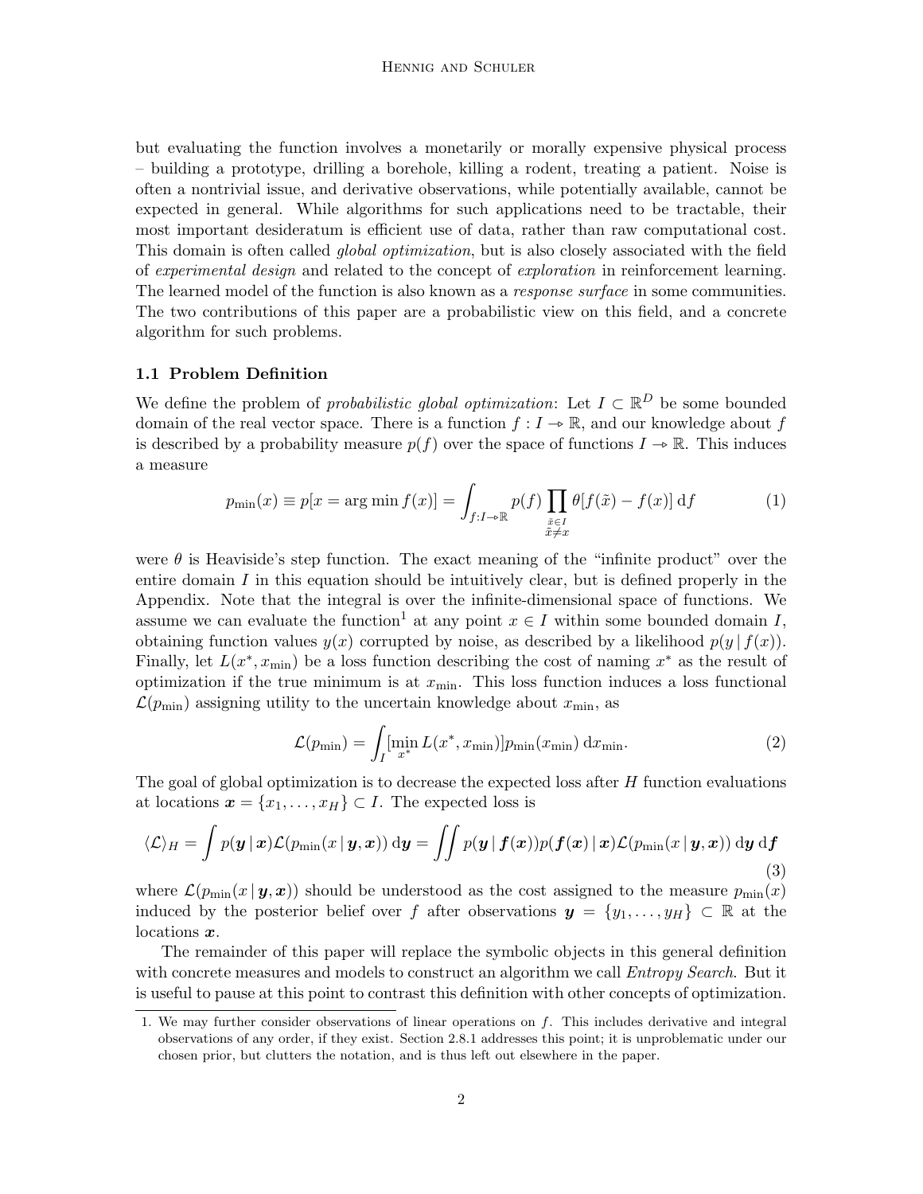but evaluating the function involves a monetarily or morally expensive physical process – building a prototype, drilling a borehole, killing a rodent, treating a patient. Noise is often a nontrivial issue, and derivative observations, while potentially available, cannot be expected in general. While algorithms for such applications need to be tractable, their most important desideratum is efficient use of data, rather than raw computational cost. This domain is often called *global optimization*, but is also closely associated with the field of *experimental design* and related to the concept of *exploration* in reinforcement learning. The learned model of the function is also known as a *response surface* in some communities. The two contributions of this paper are a probabilistic view on this field, and a concrete algorithm for such problems.

### 1.1 Problem Definition

We define the problem of *probabilistic global optimization*: Let $I \subset \mathbb{R}^D$ be some bounded domain of the real vector space. There is a function $f : I \to \mathbb{R}$, and our knowledge about $f$ is described by a probability measure $p(f)$ over the space of functions $I \to \mathbb{R}$. This induces a measure

$$p_{\min}(x) \equiv p[x = \arg\min f(x)] = \int_{f:I\to\mathbb{R}} p(f) \prod_{\substack{\tilde{x}\in I \\ \tilde{x}\neq x}} \theta[f(\tilde{x}) - f(x)] \, \mathrm{d}f \tag{1}$$

were $\theta$ is Heaviside's step function. The exact meaning of the "infinite product" over the entire domain $I$ in this equation should be intuitively clear, but is defined properly in the Appendix. Note that the integral is over the infinite-dimensional space of functions. We assume we can evaluate the function[1] at any point $x \in I$ within some bounded domain $I$, obtaining function values $y(x)$ corrupted by noise, as described by a likelihood $p(y \,|\, f(x))$. Finally, let $L(x^*, x_{\min})$ be a loss function describing the cost of naming $x^*$ as the result of optimization if the true minimum is at $x_{\min}$. This loss function induces a loss functional $\mathcal{L}(p_{\min})$ assigning utility to the uncertain knowledge about $x_{\min}$, as

$$\mathcal{L}(p_{\min}) = \int_I [\min_{x^*} L(x^*, x_{\min})] p_{\min}(x_{\min}) \, \mathrm{d}x_{\min}. \tag{2}$$

The goal of global optimization is to decrease the expected loss after $H$ function evaluations at locations $\boldsymbol{x} = \{x_1, \ldots, x_H\} \subset I$. The expected loss is

$$\langle \mathcal{L} \rangle_H = \int p(\boldsymbol{y} \,|\, \boldsymbol{x}) \mathcal{L}(p_{\min}(x \,|\, \boldsymbol{y}, \boldsymbol{x})) \, \mathrm{d}\boldsymbol{y} = \iint p(\boldsymbol{y} \,|\, \boldsymbol{f}(\boldsymbol{x})) p(\boldsymbol{f}(\boldsymbol{x}) \,|\, \boldsymbol{x}) \mathcal{L}(p_{\min}(x \,|\, \boldsymbol{y}, \boldsymbol{x})) \, \mathrm{d}\boldsymbol{y} \, \mathrm{d}\boldsymbol{f} \tag{3}$$

where $\mathcal{L}(p_{\min}(x \,|\, \boldsymbol{y}, \boldsymbol{x}))$ should be understood as the cost assigned to the measure $p_{\min}(x)$ induced by the posterior belief over $f$ after observations $\boldsymbol{y} = \{y_1, \ldots, y_H\} \subset \mathbb{R}$ at the locations $\boldsymbol{x}$.

The remainder of this paper will replace the symbolic objects in this general definition with concrete measures and models to construct an algorithm we call *Entropy Search*. But it is useful to pause at this point to contrast this definition with other concepts of optimization.

---

1. We may further consider observations of linear operations on $f$. This includes derivative and integral observations of any order, if they exist. Section 2.8.1 addresses this point; it is unproblematic under our chosen prior, but clutters the notation, and is thus left out elsewhere in the paper.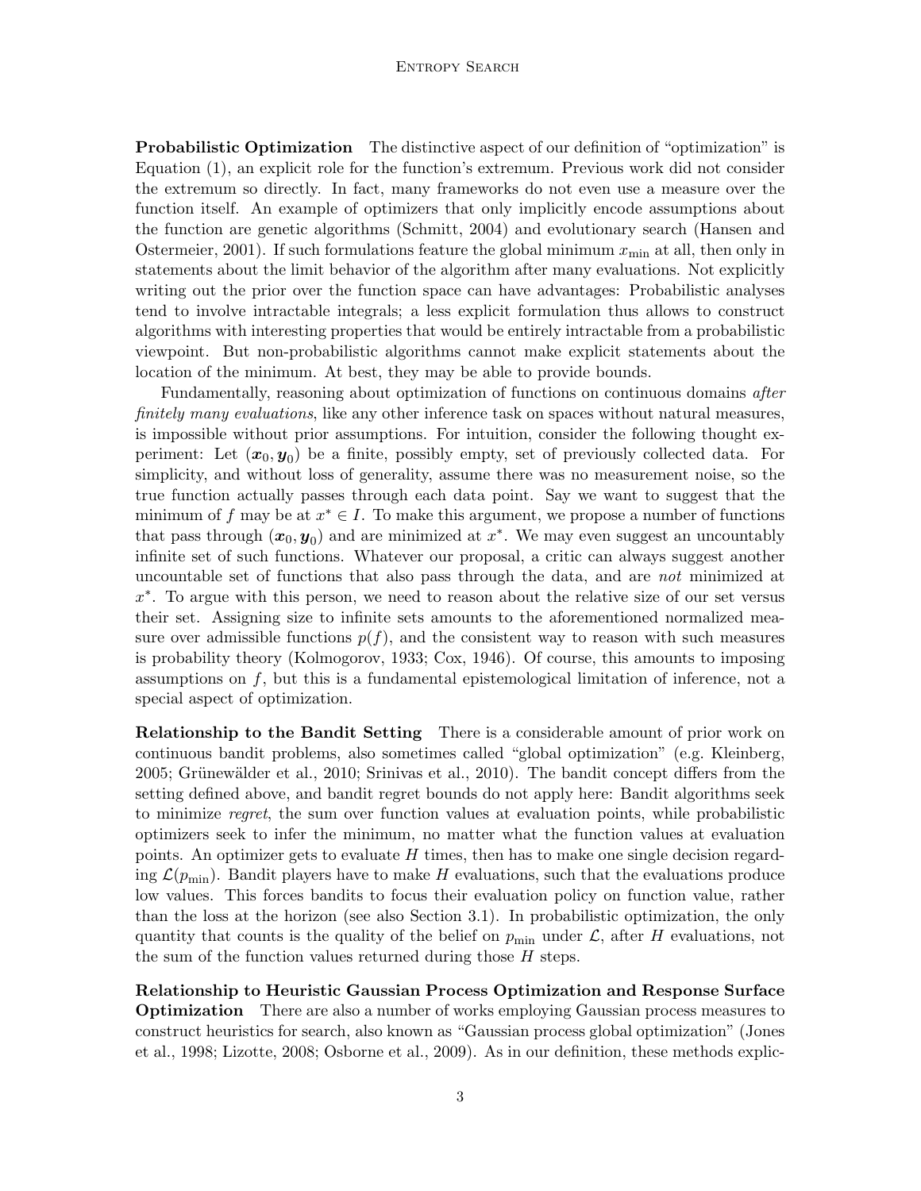**Probabilistic Optimization** The distinctive aspect of our definition of "optimization" is Equation (1), an explicit role for the function's extremum. Previous work did not consider the extremum so directly. In fact, many frameworks do not even use a measure over the function itself. An example of optimizers that only implicitly encode assumptions about the function are genetic algorithms (Schmitt, 2004) and evolutionary search (Hansen and Ostermeier, 2001). If such formulations feature the global minimum $x_{\min}$ at all, then only in statements about the limit behavior of the algorithm after many evaluations. Not explicitly writing out the prior over the function space can have advantages: Probabilistic analyses tend to involve intractable integrals; a less explicit formulation thus allows to construct algorithms with interesting properties that would be entirely intractable from a probabilistic viewpoint. But non-probabilistic algorithms cannot make explicit statements about the location of the minimum. At best, they may be able to provide bounds.

Fundamentally, reasoning about optimization of functions on continuous domains *after finitely many evaluations*, like any other inference task on spaces without natural measures, is impossible without prior assumptions. For intuition, consider the following thought experiment: Let $(\boldsymbol{x}_0, \boldsymbol{y}_0)$ be a finite, possibly empty, set of previously collected data. For simplicity, and without loss of generality, assume there was no measurement noise, so the true function actually passes through each data point. Say we want to suggest that the minimum of $f$ may be at $x^* \in I$. To make this argument, we propose a number of functions that pass through $(\boldsymbol{x}_0, \boldsymbol{y}_0)$ and are minimized at $x^*$. We may even suggest an uncountably infinite set of such functions. Whatever our proposal, a critic can always suggest another uncountable set of functions that also pass through the data, and are *not* minimized at $x^*$. To argue with this person, we need to reason about the relative size of our set versus their set. Assigning size to infinite sets amounts to the aforementioned normalized measure over admissible functions $p(f)$, and the consistent way to reason with such measures is probability theory (Kolmogorov, 1933; Cox, 1946). Of course, this amounts to imposing assumptions on $f$, but this is a fundamental epistemological limitation of inference, not a special aspect of optimization.

**Relationship to the Bandit Setting** There is a considerable amount of prior work on continuous bandit problems, also sometimes called "global optimization" (e.g. Kleinberg, 2005; Grünewälder et al., 2010; Srinivas et al., 2010). The bandit concept differs from the setting defined above, and bandit regret bounds do not apply here: Bandit algorithms seek to minimize *regret*, the sum over function values at evaluation points, while probabilistic optimizers seek to infer the minimum, no matter what the function values at evaluation points. An optimizer gets to evaluate $H$ times, then has to make one single decision regarding $\mathcal{L}(p_{\min})$. Bandit players have to make $H$ evaluations, such that the evaluations produce low values. This forces bandits to focus their evaluation policy on function value, rather than the loss at the horizon (see also Section 3.1). In probabilistic optimization, the only quantity that counts is the quality of the belief on $p_{\min}$ under $\mathcal{L}$, after $H$ evaluations, not the sum of the function values returned during those $H$ steps.

**Relationship to Heuristic Gaussian Process Optimization and Response Surface Optimization** There are also a number of works employing Gaussian process measures to construct heuristics for search, also known as "Gaussian process global optimization" (Jones et al., 1998; Lizotte, 2008; Osborne et al., 2009). As in our definition, these methods explic-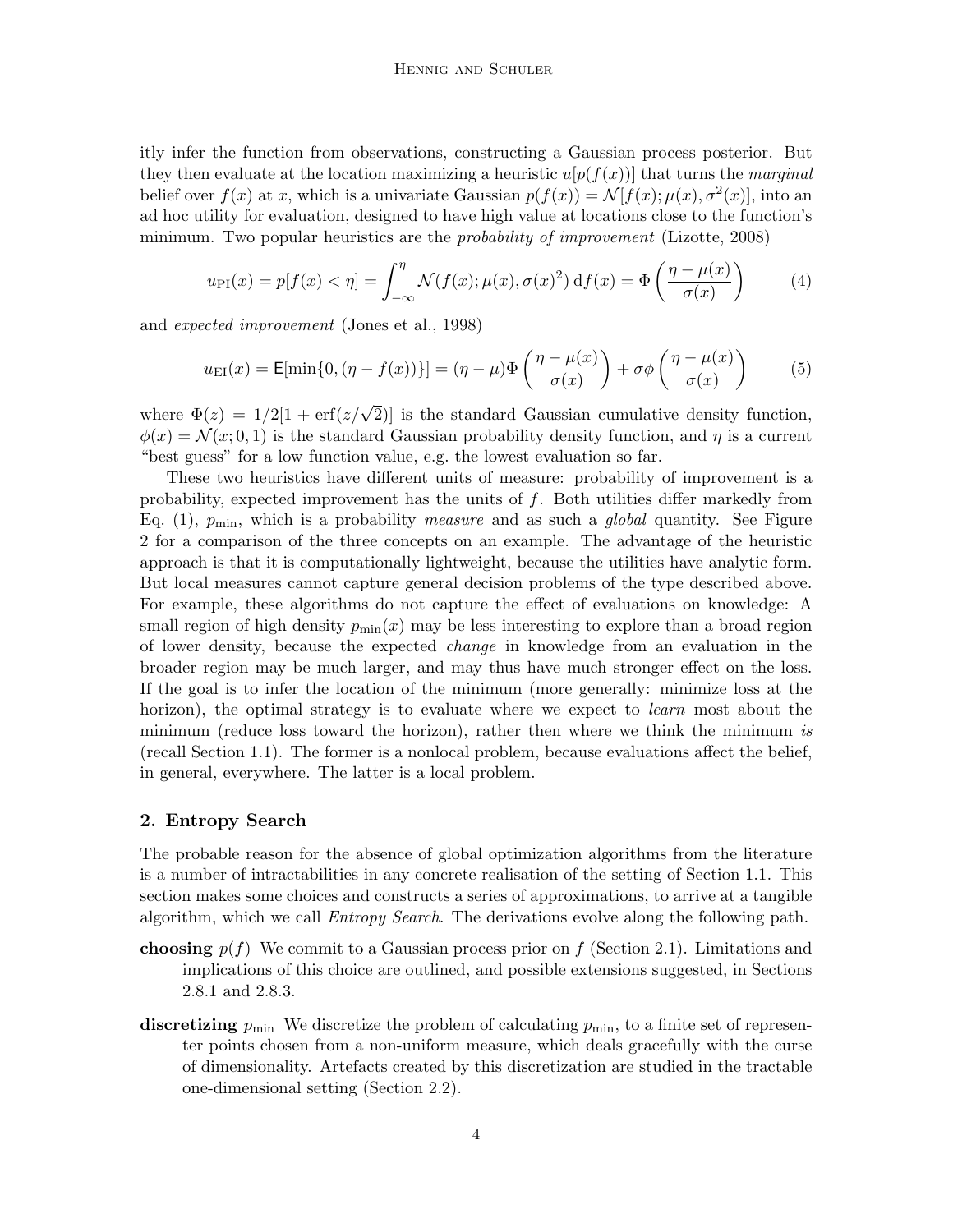itly infer the function from observations, constructing a Gaussian process posterior. But they then evaluate at the location maximizing a heuristic $u[p(f(x))]$ that turns the *marginal* belief over $f(x)$ at $x$, which is a univariate Gaussian $p(f(x)) = \mathcal{N}[f(x); \mu(x), \sigma^2(x)]$, into an ad hoc utility for evaluation, designed to have high value at locations close to the function's minimum. Two popular heuristics are the *probability of improvement* (Lizotte, 2008)

$$u_{\text{PI}}(x) = p[f(x) < \eta] = \int_{-\infty}^{\eta} \mathcal{N}(f(x); \mu(x), \sigma(x)^2) \, \mathrm{d}f(x) = \Phi\left(\frac{\eta - \mu(x)}{\sigma(x)}\right) \tag{4}$$

and *expected improvement* (Jones et al., 1998)

$$u_{\text{EI}}(x) = \mathsf{E}[\min\{0, (\eta - f(x))\}] = (\eta - \mu)\Phi\left(\frac{\eta - \mu(x)}{\sigma(x)}\right) + \sigma\phi\left(\frac{\eta - \mu(x)}{\sigma(x)}\right) \tag{5}$$

where $\Phi(z) = 1/2[1 + \text{erf}(z/\sqrt{2})]$ is the standard Gaussian cumulative density function, $\phi(x) = \mathcal{N}(x; 0, 1)$ is the standard Gaussian probability density function, and $\eta$ is a current "best guess" for a low function value, e.g. the lowest evaluation so far.

These two heuristics have different units of measure: probability of improvement is a probability, expected improvement has the units of $f$. Both utilities differ markedly from Eq. (1), $p_{\min}$, which is a probability *measure* and as such a *global* quantity. See Figure 2 for a comparison of the three concepts on an example. The advantage of the heuristic approach is that it is computationally lightweight, because the utilities have analytic form. But local measures cannot capture general decision problems of the type described above. For example, these algorithms do not capture the effect of evaluations on knowledge: A small region of high density $p_{\min}(x)$ may be less interesting to explore than a broad region of lower density, because the expected *change* in knowledge from an evaluation in the broader region may be much larger, and may thus have much stronger effect on the loss. If the goal is to infer the location of the minimum (more generally: minimize loss at the horizon), the optimal strategy is to evaluate where we expect to *learn* most about the minimum (reduce loss toward the horizon), rather then where we think the minimum *is* (recall Section 1.1). The former is a nonlocal problem, because evaluations affect the belief, in general, everywhere. The latter is a local problem.

## 2. Entropy Search

The probable reason for the absence of global optimization algorithms from the literature is a number of intractabilities in any concrete realisation of the setting of Section 1.1. This section makes some choices and constructs a series of approximations, to arrive at a tangible algorithm, which we call *Entropy Search*. The derivations evolve along the following path.

**choosing** $p(f)$ We commit to a Gaussian process prior on $f$ (Section 2.1). Limitations and implications of this choice are outlined, and possible extensions suggested, in Sections 2.8.1 and 2.8.3.

**discretizing** $p_{\min}$ We discretize the problem of calculating $p_{\min}$, to a finite set of representer points chosen from a non-uniform measure, which deals gracefully with the curse of dimensionality. Artefacts created by this discretization are studied in the tractable one-dimensional setting (Section 2.2).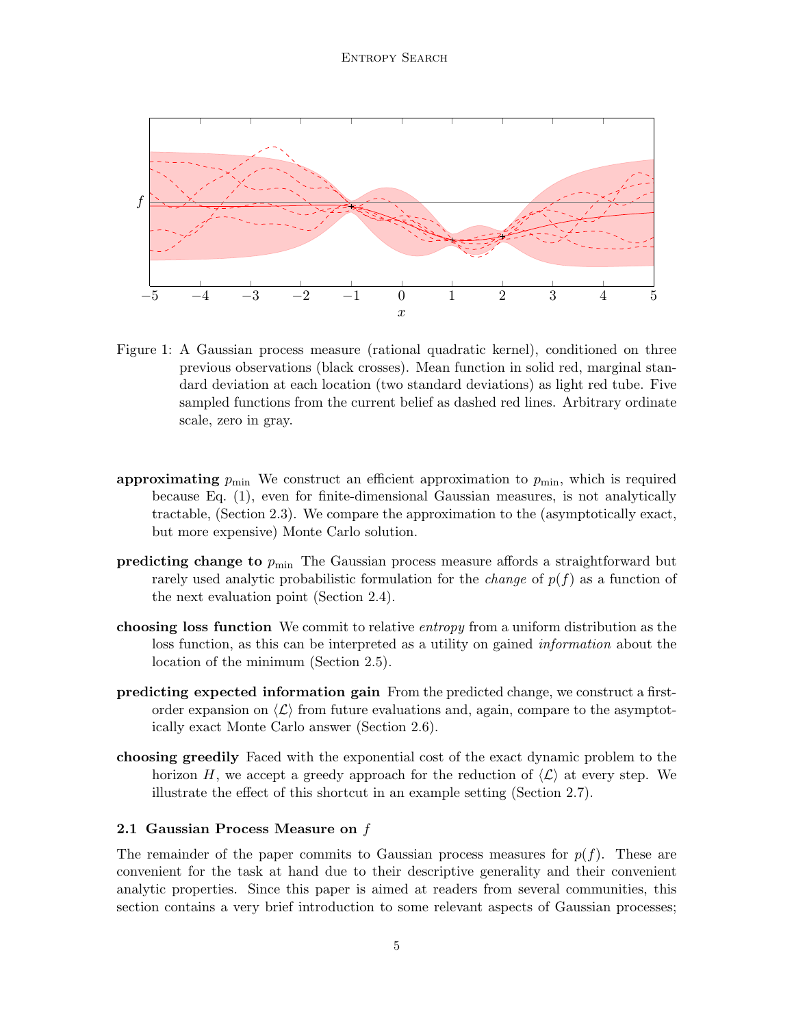Figure 1: A Gaussian process measure (rational quadratic kernel), conditioned on three previous observations (black crosses). Mean function in solid red, marginal standard deviation at each location (two standard deviations) as light red tube. Five sampled functions from the current belief as dashed red lines. Arbitrary ordinate scale, zero in gray.

**approximating $p_{\min}$** We construct an efficient approximation to $p_{\min}$, which is required because Eq. (1), even for finite-dimensional Gaussian measures, is not analytically tractable, (Section 2.3). We compare the approximation to the (asymptotically exact, but more expensive) Monte Carlo solution.

**predicting change to $p_{\min}$** The Gaussian process measure affords a straightforward but rarely used analytic probabilistic formulation for the *change* of $p(f)$ as a function of the next evaluation point (Section 2.4).

**choosing loss function** We commit to relative *entropy* from a uniform distribution as the loss function, as this can be interpreted as a utility on gained *information* about the location of the minimum (Section 2.5).

**predicting expected information gain** From the predicted change, we construct a first-order expansion on $\langle \mathcal{L} \rangle$ from future evaluations and, again, compare to the asymptotically exact Monte Carlo answer (Section 2.6).

**choosing greedily** Faced with the exponential cost of the exact dynamic problem to the horizon $H$, we accept a greedy approach for the reduction of $\langle \mathcal{L} \rangle$ at every step. We illustrate the effect of this shortcut in an example setting (Section 2.7).

### 2.1 Gaussian Process Measure on $f$

The remainder of the paper commits to Gaussian process measures for $p(f)$. These are convenient for the task at hand due to their descriptive generality and their convenient analytic properties. Since this paper is aimed at readers from several communities, this section contains a very brief introduction to some relevant aspects of Gaussian processes;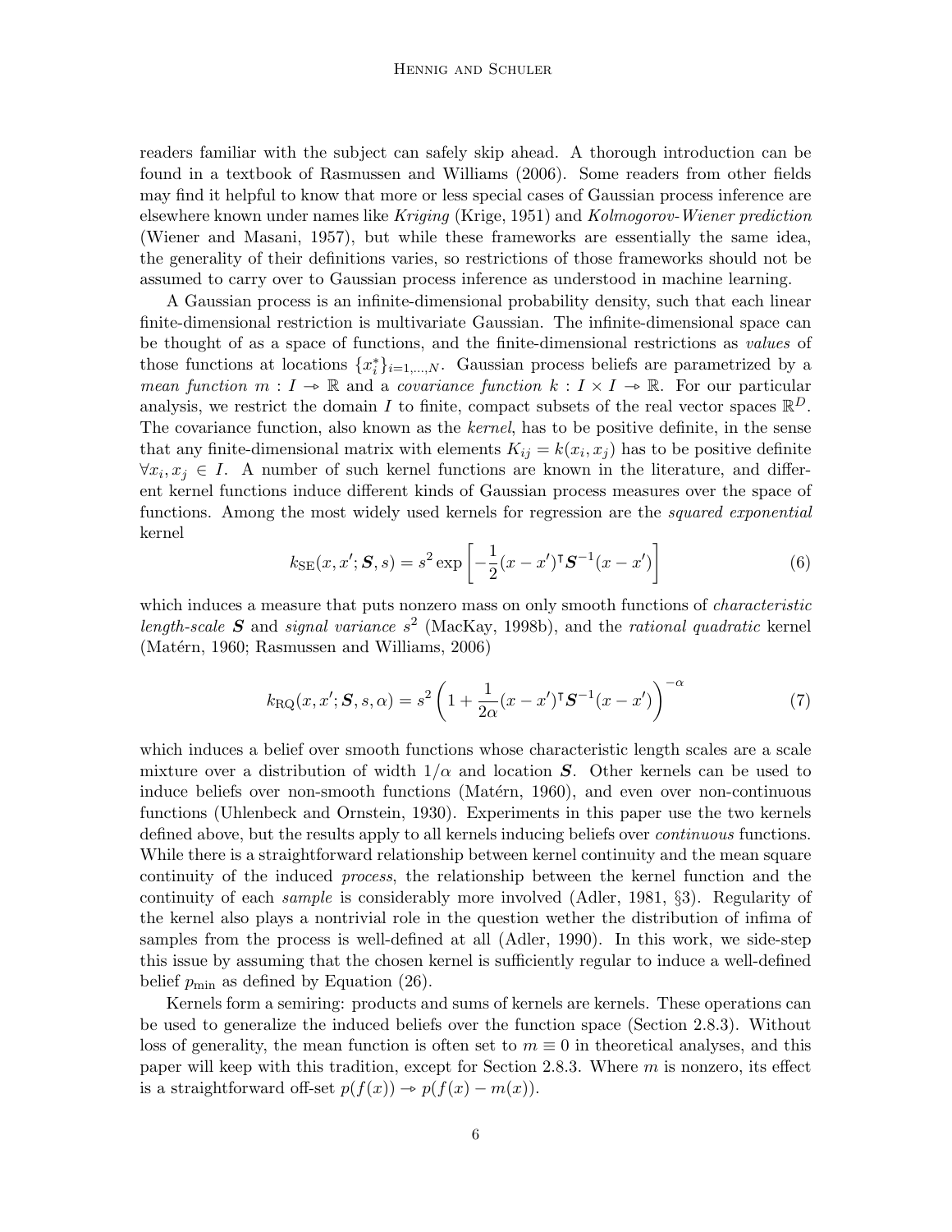readers familiar with the subject can safely skip ahead. A thorough introduction can be found in a textbook of Rasmussen and Williams (2006). Some readers from other fields may find it helpful to know that more or less special cases of Gaussian process inference are elsewhere known under names like *Kriging* (Krige, 1951) and *Kolmogorov-Wiener prediction* (Wiener and Masani, 1957), but while these frameworks are essentially the same idea, the generality of their definitions varies, so restrictions of those frameworks should not be assumed to carry over to Gaussian process inference as understood in machine learning.

A Gaussian process is an infinite-dimensional probability density, such that each linear finite-dimensional restriction is multivariate Gaussian. The infinite-dimensional space can be thought of as a space of functions, and the finite-dimensional restrictions as *values* of those functions at locations $\{x_i^*\}_{i=1,\dots,N}$. Gaussian process beliefs are parametrized by a *mean function* $m : I \to \mathbb{R}$ and a *covariance function* $k : I \times I \to \mathbb{R}$. For our particular analysis, we restrict the domain $I$ to finite, compact subsets of the real vector spaces $\mathbb{R}^D$. The covariance function, also known as the *kernel*, has to be positive definite, in the sense that any finite-dimensional matrix with elements $K_{ij} = k(x_i, x_j)$ has to be positive definite $\forall x_i, x_j \in I$. A number of such kernel functions are known in the literature, and different kernel functions induce different kinds of Gaussian process measures over the space of functions. Among the most widely used kernels for regression are the *squared exponential* kernel

$$k_{\mathrm{SE}}(x, x'; \boldsymbol{S}, s) = s^2 \exp\left[-\frac{1}{2}(x - x')^\intercal \boldsymbol{S}^{-1}(x - x')\right] \tag{6}$$

which induces a measure that puts nonzero mass on only smooth functions of *characteristic length-scale* $\boldsymbol{S}$ and *signal variance* $s^2$ (MacKay, 1998b), and the *rational quadratic* kernel (Matérn, 1960; Rasmussen and Williams, 2006)

$$k_{\mathrm{RQ}}(x, x'; \boldsymbol{S}, s, \alpha) = s^2 \left(1 + \frac{1}{2\alpha}(x - x')^\intercal \boldsymbol{S}^{-1}(x - x')\right)^{-\alpha} \tag{7}$$

which induces a belief over smooth functions whose characteristic length scales are a scale mixture over a distribution of width $1/\alpha$ and location $\boldsymbol{S}$. Other kernels can be used to induce beliefs over non-smooth functions (Matérn, 1960), and even over non-continuous functions (Uhlenbeck and Ornstein, 1930). Experiments in this paper use the two kernels defined above, but the results apply to all kernels inducing beliefs over *continuous* functions. While there is a straightforward relationship between kernel continuity and the mean square continuity of the induced *process*, the relationship between the kernel function and the continuity of each *sample* is considerably more involved (Adler, 1981, §3). Regularity of the kernel also plays a nontrivial role in the question wether the distribution of infima of samples from the process is well-defined at all (Adler, 1990). In this work, we side-step this issue by assuming that the chosen kernel is sufficiently regular to induce a well-defined belief $p_{\min}$ as defined by Equation (26).

Kernels form a semiring: products and sums of kernels are kernels. These operations can be used to generalize the induced beliefs over the function space (Section 2.8.3). Without loss of generality, the mean function is often set to $m \equiv 0$ in theoretical analyses, and this paper will keep with this tradition, except for Section 2.8.3. Where $m$ is nonzero, its effect is a straightforward off-set $p(f(x)) \to p(f(x) - m(x))$.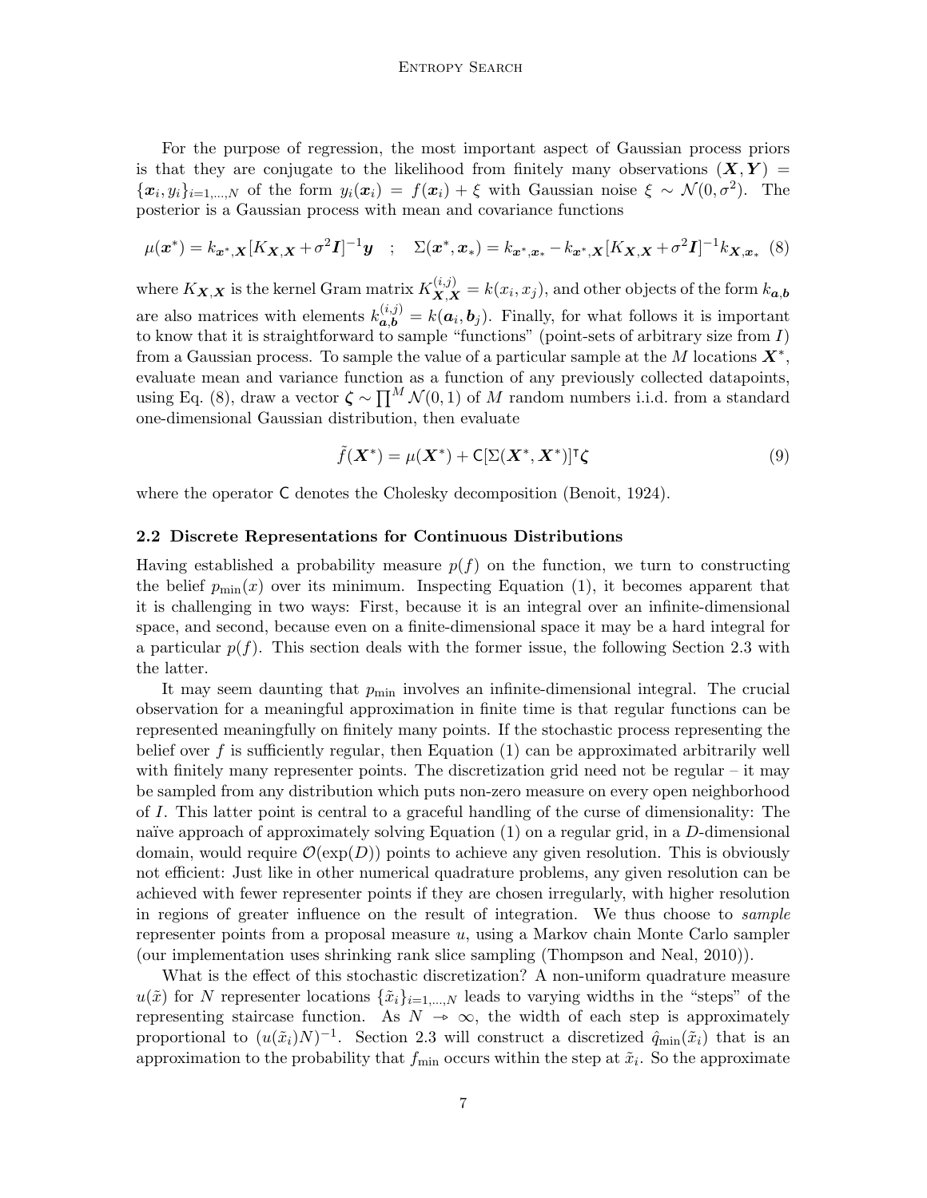For the purpose of regression, the most important aspect of Gaussian process priors is that they are conjugate to the likelihood from finitely many observations $(\boldsymbol{X}, \boldsymbol{Y}) = \{\boldsymbol{x}_i, y_i\}_{i=1,\dots,N}$ of the form $y_i(\boldsymbol{x}_i) = f(\boldsymbol{x}_i) + \xi$ with Gaussian noise $\xi \sim \mathcal{N}(0, \sigma^2)$. The posterior is a Gaussian process with mean and covariance functions

$$\mu(\boldsymbol{x}^*) = k_{\boldsymbol{x}^*,\boldsymbol{X}}[K_{\boldsymbol{X},\boldsymbol{X}} + \sigma^2 \boldsymbol{I}]^{-1}\boldsymbol{y} \quad ; \quad \Sigma(\boldsymbol{x}^*, \boldsymbol{x}_*) = k_{\boldsymbol{x}^*,\boldsymbol{x}_*} - k_{\boldsymbol{x}^*,\boldsymbol{X}}[K_{\boldsymbol{X},\boldsymbol{X}} + \sigma^2 \boldsymbol{I}]^{-1} k_{\boldsymbol{X},\boldsymbol{x}_*} \tag{8}$$

where $K_{\boldsymbol{X},\boldsymbol{X}}$ is the kernel Gram matrix $K^{(i,j)}_{\boldsymbol{X},\boldsymbol{X}} = k(x_i, x_j)$, and other objects of the form $k_{\boldsymbol{a},\boldsymbol{b}}$ are also matrices with elements $k^{(i,j)}_{\boldsymbol{a},\boldsymbol{b}} = k(\boldsymbol{a}_i, \boldsymbol{b}_j)$. Finally, for what follows it is important to know that it is straightforward to sample "functions" (point-sets of arbitrary size from $I$) from a Gaussian process. To sample the value of a particular sample at the $M$ locations $\boldsymbol{X}^*$, evaluate mean and variance function as a function of any previously collected datapoints, using Eq. (8), draw a vector $\boldsymbol{\zeta} \sim \prod^M \mathcal{N}(0,1)$ of $M$ random numbers i.i.d. from a standard one-dimensional Gaussian distribution, then evaluate

$$\tilde{f}(\boldsymbol{X}^*) = \mu(\boldsymbol{X}^*) + \mathsf{C}[\Sigma(\boldsymbol{X}^*, \boldsymbol{X}^*)]^{\intercal}\boldsymbol{\zeta} \tag{9}$$

where the operator $\mathsf{C}$ denotes the Cholesky decomposition (Benoit, 1924).

### 2.2 Discrete Representations for Continuous Distributions

Having established a probability measure $p(f)$ on the function, we turn to constructing the belief $p_{\min}(x)$ over its minimum. Inspecting Equation (1), it becomes apparent that it is challenging in two ways: First, because it is an integral over an infinite-dimensional space, and second, because even on a finite-dimensional space it may be a hard integral for a particular $p(f)$. This section deals with the former issue, the following Section 2.3 with the latter.

It may seem daunting that $p_{\min}$ involves an infinite-dimensional integral. The crucial observation for a meaningful approximation in finite time is that regular functions can be represented meaningfully on finitely many points. If the stochastic process representing the belief over $f$ is sufficiently regular, then Equation (1) can be approximated arbitrarily well with finitely many representer points. The discretization grid need not be regular – it may be sampled from any distribution which puts non-zero measure on every open neighborhood of $I$. This latter point is central to a graceful handling of the curse of dimensionality: The naïve approach of approximately solving Equation (1) on a regular grid, in a $D$-dimensional domain, would require $\mathcal{O}(\exp(D))$ points to achieve any given resolution. This is obviously not efficient: Just like in other numerical quadrature problems, any given resolution can be achieved with fewer representer points if they are chosen irregularly, with higher resolution in regions of greater influence on the result of integration. We thus choose to *sample* representer points from a proposal measure $u$, using a Markov chain Monte Carlo sampler (our implementation uses shrinking rank slice sampling (Thompson and Neal, 2010)).

What is the effect of this stochastic discretization? A non-uniform quadrature measure $u(\tilde{x})$ for $N$ representer locations $\{\tilde{x}_i\}_{i=1,\dots,N}$ leads to varying widths in the "steps" of the representing staircase function. As $N \to \infty$, the width of each step is approximately proportional to $(u(\tilde{x}_i)N)^{-1}$. Section 2.3 will construct a discretized $\hat{q}_{\min}(\tilde{x}_i)$ that is an approximation to the probability that $f_{\min}$ occurs within the step at $\tilde{x}_i$. So the approximate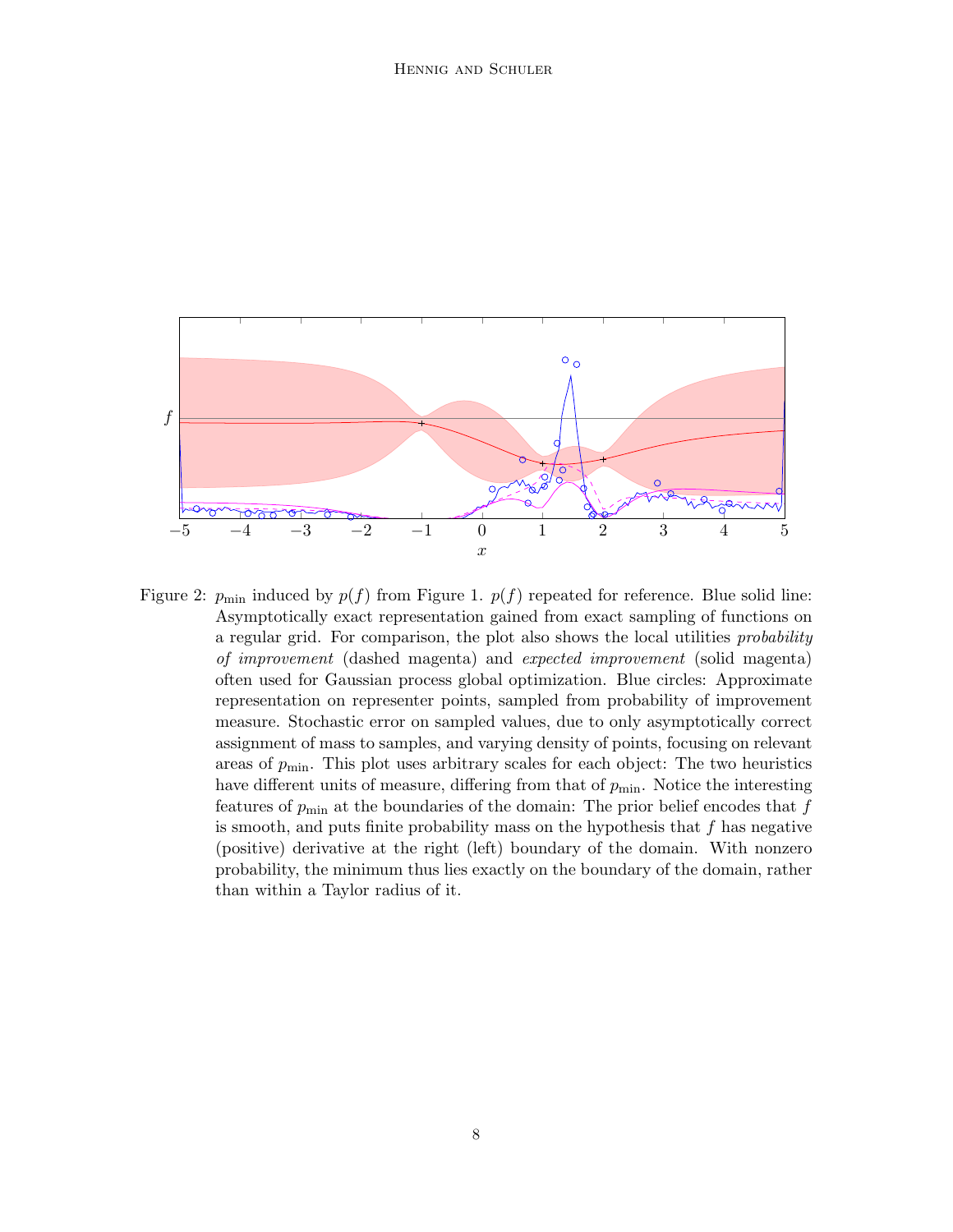Figure 2: $p_{\min}$ induced by $p(f)$ from Figure 1. $p(f)$ repeated for reference. Blue solid line: Asymptotically exact representation gained from exact sampling of functions on a regular grid. For comparison, the plot also shows the local utilities *probability of improvement* (dashed magenta) and *expected improvement* (solid magenta) often used for Gaussian process global optimization. Blue circles: Approximate representation on representer points, sampled from probability of improvement measure. Stochastic error on sampled values, due to only asymptotically correct assignment of mass to samples, and varying density of points, focusing on relevant areas of $p_{\min}$. This plot uses arbitrary scales for each object: The two heuristics have different units of measure, differing from that of $p_{\min}$. Notice the interesting features of $p_{\min}$ at the boundaries of the domain: The prior belief encodes that $f$ is smooth, and puts finite probability mass on the hypothesis that $f$ has negative (positive) derivative at the right (left) boundary of the domain. With nonzero probability, the minimum thus lies exactly on the boundary of the domain, rather than within a Taylor radius of it.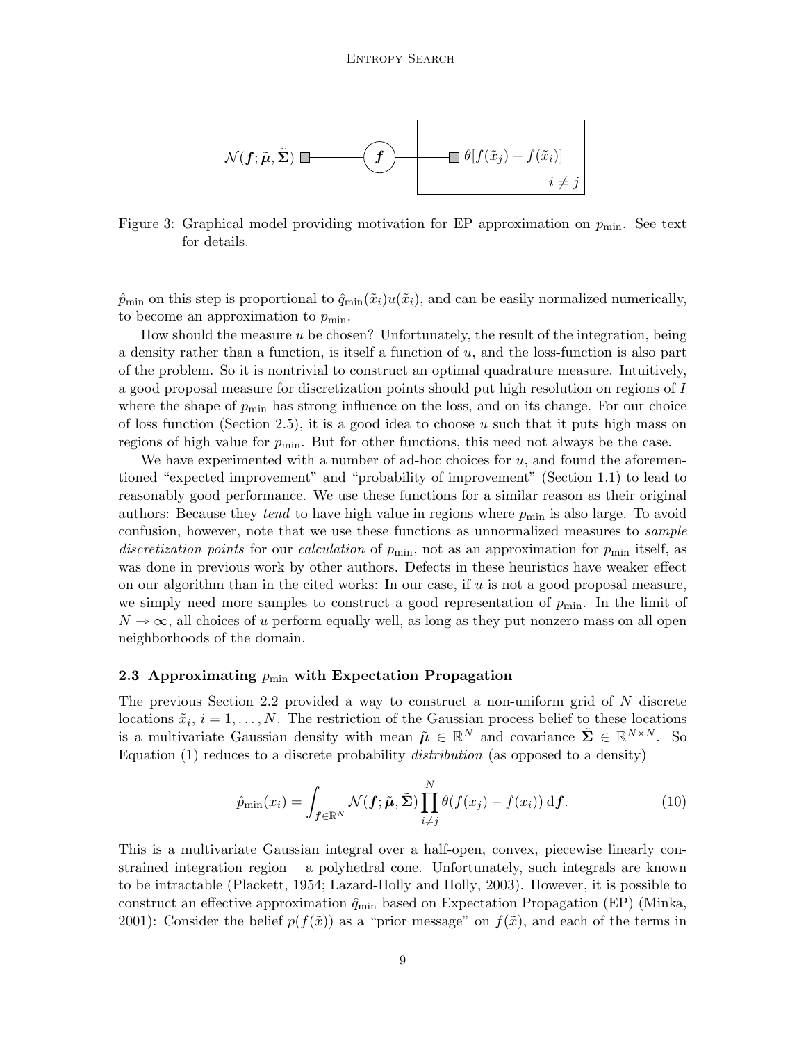Figure 3: Graphical model providing motivation for EP approximation on $p_{\min}$. See text for details.

$\hat{p}_{\min}$ on this step is proportional to $\hat{q}_{\min}(\tilde{x}_i)u(\tilde{x}_i)$, and can be easily normalized numerically, to become an approximation to $p_{\min}$.

How should the measure $u$ be chosen? Unfortunately, the result of the integration, being a density rather than a function, is itself a function of $u$, and the loss-function is also part of the problem. So it is nontrivial to construct an optimal quadrature measure. Intuitively, a good proposal measure for discretization points should put high resolution on regions of $I$ where the shape of $p_{\min}$ has strong influence on the loss, and on its change. For our choice of loss function (Section 2.5), it is a good idea to choose $u$ such that it puts high mass on regions of high value for $p_{\min}$. But for other functions, this need not always be the case.

We have experimented with a number of ad-hoc choices for $u$, and found the aforementioned "expected improvement" and "probability of improvement" (Section 1.1) to lead to reasonably good performance. We use these functions for a similar reason as their original authors: Because they *tend* to have high value in regions where $p_{\min}$ is also large. To avoid confusion, however, note that we use these functions as unnormalized measures to *sample discretization points* for our *calculation* of $p_{\min}$, not as an approximation for $p_{\min}$ itself, as was done in previous work by other authors. Defects in these heuristics have weaker effect on our algorithm than in the cited works: In our case, if $u$ is not a good proposal measure, we simply need more samples to construct a good representation of $p_{\min}$. In the limit of $N \rightarrow \infty$, all choices of $u$ perform equally well, as long as they put nonzero mass on all open neighborhoods of the domain.

### 2.3 Approximating $p_{\min}$ with Expectation Propagation

The previous Section 2.2 provided a way to construct a non-uniform grid of $N$ discrete locations $\tilde{x}_i$, $i = 1, \dots, N$. The restriction of the Gaussian process belief to these locations is a multivariate Gaussian density with mean $\tilde{\boldsymbol{\mu}} \in \mathbb{R}^N$ and covariance $\tilde{\boldsymbol{\Sigma}} \in \mathbb{R}^{N \times N}$. So Equation (1) reduces to a discrete probability *distribution* (as opposed to a density)

$$\hat{p}_{\min}(x_i) = \int_{\boldsymbol{f} \in \mathbb{R}^N} \mathcal{N}(\boldsymbol{f}; \tilde{\boldsymbol{\mu}}, \tilde{\boldsymbol{\Sigma}}) \prod_{i \neq j}^{N} \theta(f(x_j) - f(x_i)) \, \mathrm{d}\boldsymbol{f}. \tag{10}$$

This is a multivariate Gaussian integral over a half-open, convex, piecewise linearly constrained integration region – a polyhedral cone. Unfortunately, such integrals are known to be intractable (Plackett, 1954; Lazard-Holly and Holly, 2003). However, it is possible to construct an effective approximation $\hat{q}_{\min}$ based on Expectation Propagation (EP) (Minka, 2001): Consider the belief $p(f(\tilde{x}))$ as a "prior message" on $f(\tilde{x})$, and each of the terms in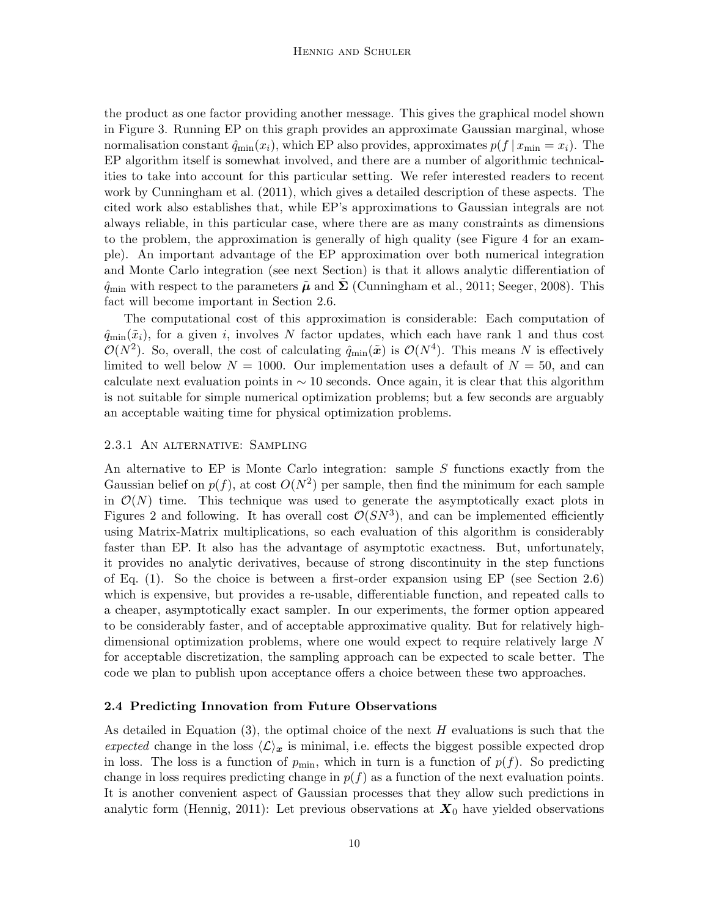the product as one factor providing another message. This gives the graphical model shown in Figure 3. Running EP on this graph provides an approximate Gaussian marginal, whose normalisation constant $\hat{q}_{\min}(x_i)$, which EP also provides, approximates $p(f \,|\, x_{\min} = x_i)$. The EP algorithm itself is somewhat involved, and there are a number of algorithmic technicalities to take into account for this particular setting. We refer interested readers to recent work by Cunningham et al. (2011), which gives a detailed description of these aspects. The cited work also establishes that, while EP's approximations to Gaussian integrals are not always reliable, in this particular case, where there are as many constraints as dimensions to the problem, the approximation is generally of high quality (see Figure 4 for an example). An important advantage of the EP approximation over both numerical integration and Monte Carlo integration (see next Section) is that it allows analytic differentiation of $\hat{q}_{\min}$ with respect to the parameters $\tilde{\boldsymbol{\mu}}$ and $\tilde{\boldsymbol{\Sigma}}$ (Cunningham et al., 2011; Seeger, 2008). This fact will become important in Section 2.6.

The computational cost of this approximation is considerable: Each computation of $\hat{q}_{\min}(\tilde{x}_i)$, for a given $i$, involves $N$ factor updates, which each have rank 1 and thus cost $\mathcal{O}(N^2)$. So, overall, the cost of calculating $\hat{q}_{\min}(\tilde{\boldsymbol{x}})$ is $\mathcal{O}(N^4)$. This means $N$ is effectively limited to well below $N = 1000$. Our implementation uses a default of $N = 50$, and can calculate next evaluation points in $\sim 10$ seconds. Once again, it is clear that this algorithm is not suitable for simple numerical optimization problems; but a few seconds are arguably an acceptable waiting time for physical optimization problems.

#### 2.3.1 An alternative: Sampling

An alternative to EP is Monte Carlo integration: sample $S$ functions exactly from the Gaussian belief on $p(f)$, at cost $O(N^2)$ per sample, then find the minimum for each sample in $\mathcal{O}(N)$ time. This technique was used to generate the asymptotically exact plots in Figures 2 and following. It has overall cost $\mathcal{O}(SN^3)$, and can be implemented efficiently using Matrix-Matrix multiplications, so each evaluation of this algorithm is considerably faster than EP. It also has the advantage of asymptotic exactness. But, unfortunately, it provides no analytic derivatives, because of strong discontinuity in the step functions of Eq. (1). So the choice is between a first-order expansion using EP (see Section 2.6) which is expensive, but provides a re-usable, differentiable function, and repeated calls to a cheaper, asymptotically exact sampler. In our experiments, the former option appeared to be considerably faster, and of acceptable approximative quality. But for relatively high-dimensional optimization problems, where one would expect to require relatively large $N$ for acceptable discretization, the sampling approach can be expected to scale better. The code we plan to publish upon acceptance offers a choice between these two approaches.

### 2.4 Predicting Innovation from Future Observations

As detailed in Equation (3), the optimal choice of the next $H$ evaluations is such that the *expected* change in the loss $\langle \mathcal{L} \rangle_{\boldsymbol{x}}$ is minimal, i.e. effects the biggest possible expected drop in loss. The loss is a function of $p_{\min}$, which in turn is a function of $p(f)$. So predicting change in loss requires predicting change in $p(f)$ as a function of the next evaluation points. It is another convenient aspect of Gaussian processes that they allow such predictions in analytic form (Hennig, 2011): Let previous observations at $\boldsymbol{X}_0$ have yielded observations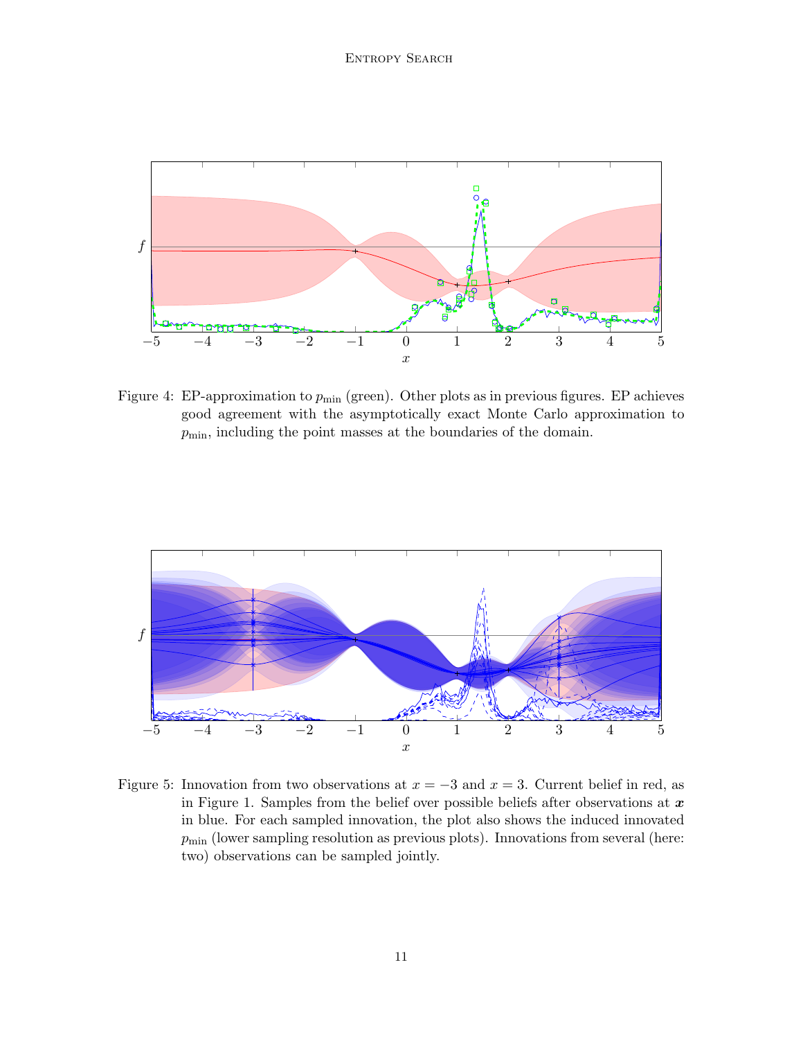Figure 4: EP-approximation to $p_{\min}$ (green). Other plots as in previous figures. EP achieves good agreement with the asymptotically exact Monte Carlo approximation to $p_{\min}$, including the point masses at the boundaries of the domain.

Figure 5: Innovation from two observations at $x = -3$ and $x = 3$. Current belief in red, as in Figure 1. Samples from the belief over possible beliefs after observations at $\boldsymbol{x}$ in blue. For each sampled innovation, the plot also shows the induced innovated $p_{\min}$ (lower sampling resolution as previous plots). Innovations from several (here: two) observations can be sampled jointly.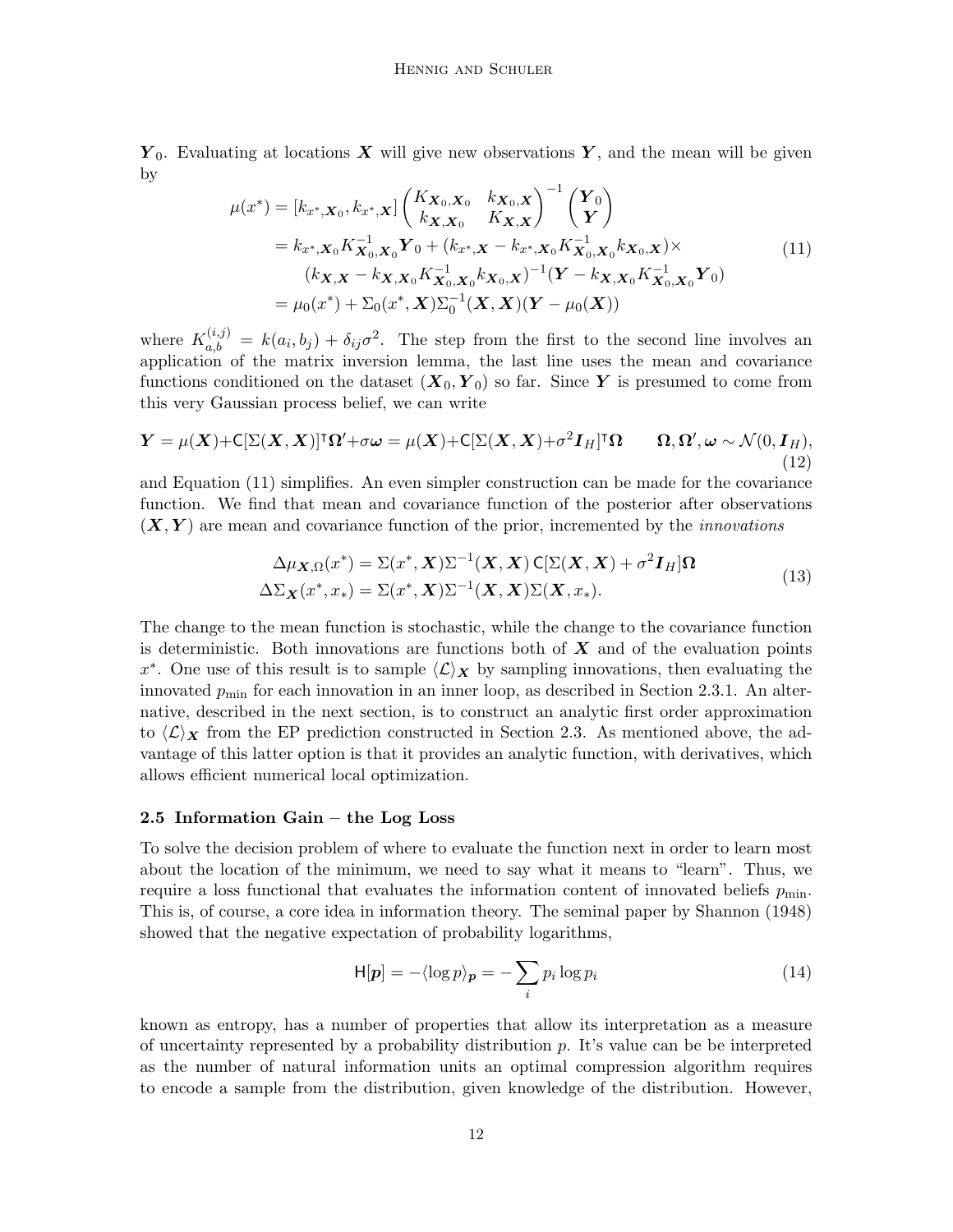$\boldsymbol{Y}_0$. Evaluating at locations $\boldsymbol{X}$ will give new observations $\boldsymbol{Y}$, and the mean will be given by

$$
\begin{aligned}
\mu(x^*) &= [k_{x^*,\boldsymbol{X}_0}, k_{x^*,\boldsymbol{X}}] \begin{pmatrix} K_{\boldsymbol{X}_0,\boldsymbol{X}_0} & k_{\boldsymbol{X}_0,\boldsymbol{X}} \\ k_{\boldsymbol{X},\boldsymbol{X}_0} & K_{\boldsymbol{X},\boldsymbol{X}} \end{pmatrix}^{-1} \begin{pmatrix} \boldsymbol{Y}_0 \\ \boldsymbol{Y} \end{pmatrix} \\
&= k_{x^*,\boldsymbol{X}_0} K^{-1}_{\boldsymbol{X}_0,\boldsymbol{X}_0} \boldsymbol{Y}_0 + (k_{x^*,\boldsymbol{X}} - k_{x^*,\boldsymbol{X}_0} K^{-1}_{\boldsymbol{X}_0,\boldsymbol{X}_0} k_{\boldsymbol{X}_0,\boldsymbol{X}}) \times \\
&\qquad (k_{\boldsymbol{X},\boldsymbol{X}} - k_{\boldsymbol{X},\boldsymbol{X}_0} K^{-1}_{\boldsymbol{X}_0,\boldsymbol{X}_0} k_{\boldsymbol{X}_0,\boldsymbol{X}})^{-1} (\boldsymbol{Y} - k_{\boldsymbol{X},\boldsymbol{X}_0} K^{-1}_{\boldsymbol{X}_0,\boldsymbol{X}_0} \boldsymbol{Y}_0) \\
&= \mu_0(x^*) + \Sigma_0(x^*, \boldsymbol{X}) \Sigma_0^{-1}(\boldsymbol{X}, \boldsymbol{X}) (\boldsymbol{Y} - \mu_0(\boldsymbol{X}))
\end{aligned}
\tag{11}
$$

where $K^{(i,j)}_{a,b} = k(a_i, b_j) + \delta_{ij}\sigma^2$. The step from the first to the second line involves an application of the matrix inversion lemma, the last line uses the mean and covariance functions conditioned on the dataset $(\boldsymbol{X}_0, \boldsymbol{Y}_0)$ so far. Since $\boldsymbol{Y}$ is presumed to come from this very Gaussian process belief, we can write

$$
\boldsymbol{Y} = \mu(\boldsymbol{X}) + \mathsf{C}[\Sigma(\boldsymbol{X}, \boldsymbol{X})]^\intercal \boldsymbol{\Omega}' + \sigma \boldsymbol{\omega} = \mu(\boldsymbol{X}) + \mathsf{C}[\Sigma(\boldsymbol{X}, \boldsymbol{X}) + \sigma^2 \boldsymbol{I}_H]^\intercal \boldsymbol{\Omega} \qquad \boldsymbol{\Omega}, \boldsymbol{\Omega}', \boldsymbol{\omega} \sim \mathcal{N}(0, \boldsymbol{I}_H),
\tag{12}
$$

and Equation (11) simplifies. An even simpler construction can be made for the covariance function. We find that mean and covariance function of the posterior after observations $(\boldsymbol{X}, \boldsymbol{Y})$ are mean and covariance function of the prior, incremented by the *innovations*

$$
\begin{aligned}
\Delta\mu_{\boldsymbol{X},\Omega}(x^*) &= \Sigma(x^*, \boldsymbol{X}) \Sigma^{-1}(\boldsymbol{X}, \boldsymbol{X})\, \mathsf{C}[\Sigma(\boldsymbol{X}, \boldsymbol{X}) + \sigma^2 \boldsymbol{I}_H] \boldsymbol{\Omega} \\
\Delta\Sigma_{\boldsymbol{X}}(x^*, x_*) &= \Sigma(x^*, \boldsymbol{X}) \Sigma^{-1}(\boldsymbol{X}, \boldsymbol{X}) \Sigma(\boldsymbol{X}, x_*).
\end{aligned}
\tag{13}
$$

The change to the mean function is stochastic, while the change to the covariance function is deterministic. Both innovations are functions both of $\boldsymbol{X}$ and of the evaluation points $x^*$. One use of this result is to sample $\langle \mathcal{L} \rangle_{\boldsymbol{X}}$ by sampling innovations, then evaluating the innovated $p_{\min}$ for each innovation in an inner loop, as described in Section 2.3.1. An alternative, described in the next section, is to construct an analytic first order approximation to $\langle \mathcal{L} \rangle_{\boldsymbol{X}}$ from the EP prediction constructed in Section 2.3. As mentioned above, the advantage of this latter option is that it provides an analytic function, with derivatives, which allows efficient numerical local optimization.

### 2.5 Information Gain – the Log Loss

To solve the decision problem of where to evaluate the function next in order to learn most about the location of the minimum, we need to say what it means to "learn". Thus, we require a loss functional that evaluates the information content of innovated beliefs $p_{\min}$. This is, of course, a core idea in information theory. The seminal paper by Shannon (1948) showed that the negative expectation of probability logarithms,

$$
\mathsf{H}[\boldsymbol{p}] = -\langle \log p \rangle_{\boldsymbol{p}} = -\sum_i p_i \log p_i
\tag{14}
$$

known as entropy, has a number of properties that allow its interpretation as a measure of uncertainty represented by a probability distribution $p$. It's value can be be interpreted as the number of natural information units an optimal compression algorithm requires to encode a sample from the distribution, given knowledge of the distribution. However,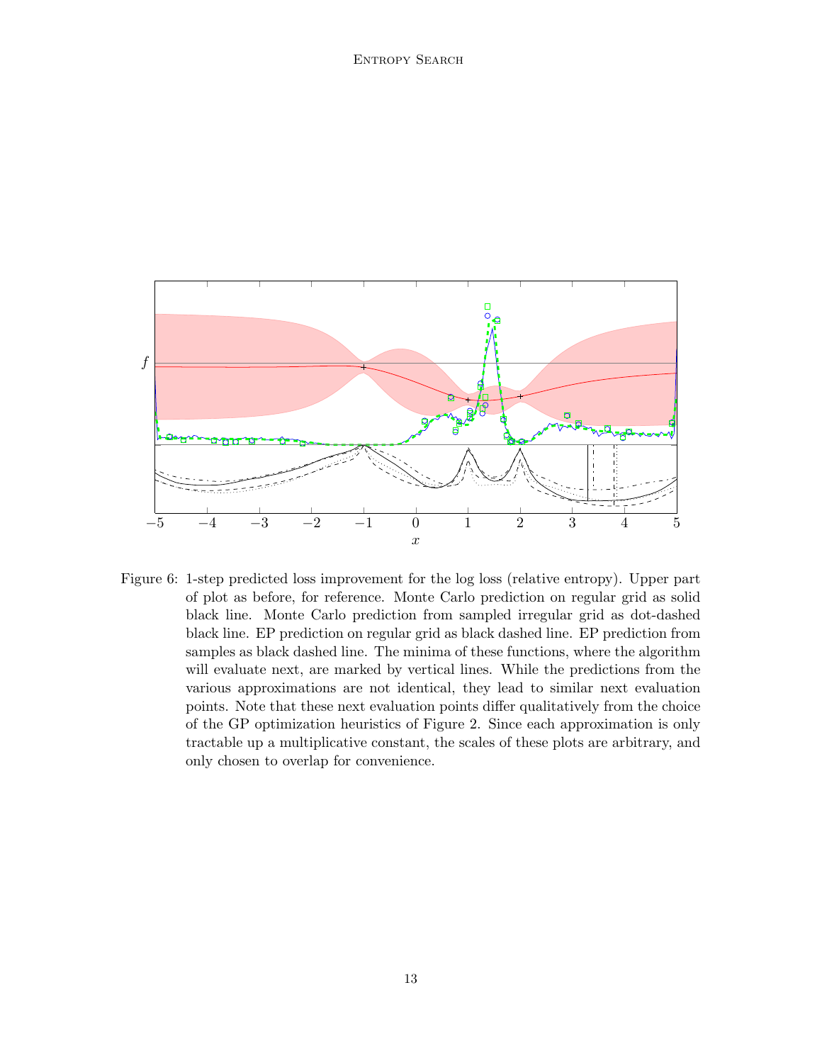Figure 6: 1-step predicted loss improvement for the log loss (relative entropy). Upper part of plot as before, for reference. Monte Carlo prediction on regular grid as solid black line. Monte Carlo prediction from sampled irregular grid as dot-dashed black line. EP prediction on regular grid as black dashed line. EP prediction from samples as black dashed line. The minima of these functions, where the algorithm will evaluate next, are marked by vertical lines. While the predictions from the various approximations are not identical, they lead to similar next evaluation points. Note that these next evaluation points differ qualitatively from the choice of the GP optimization heuristics of Figure 2. Since each approximation is only tractable up a multiplicative constant, the scales of these plots are arbitrary, and only chosen to overlap for convenience.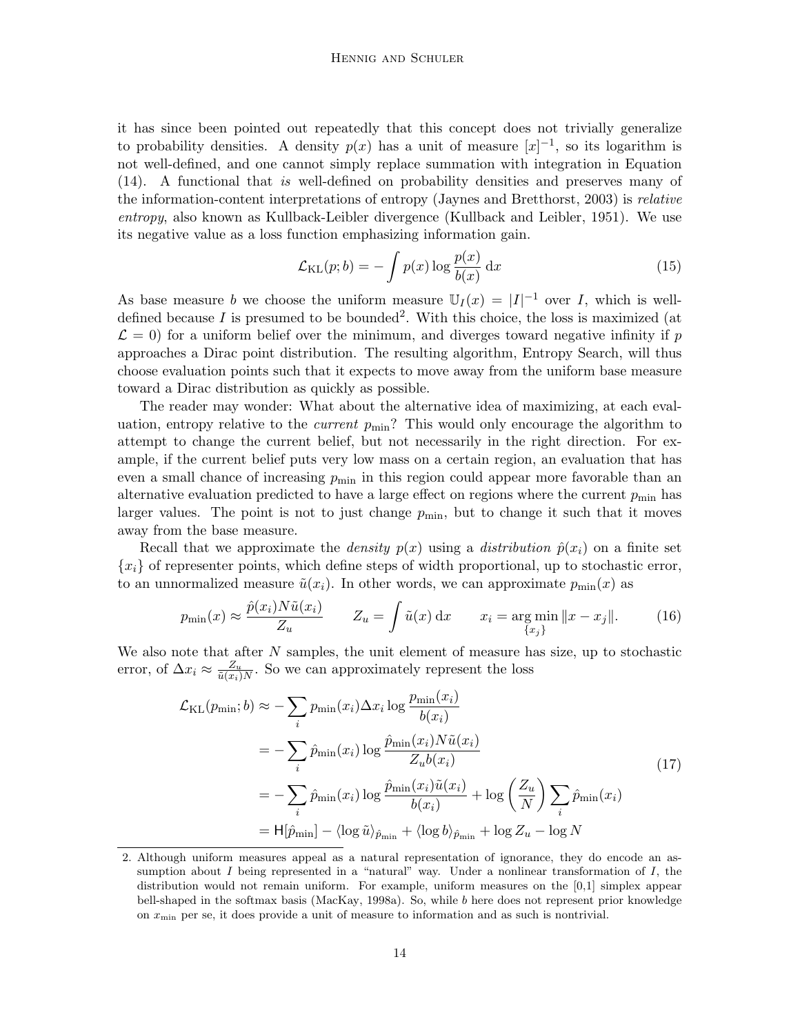it has since been pointed out repeatedly that this concept does not trivially generalize to probability densities. A density $p(x)$ has a unit of measure $[x]^{-1}$, so its logarithm is not well-defined, and one cannot simply replace summation with integration in Equation (14). A functional that *is* well-defined on probability densities and preserves many of the information-content interpretations of entropy (Jaynes and Bretthorst, 2003) is *relative entropy*, also known as Kullback-Leibler divergence (Kullback and Leibler, 1951). We use its negative value as a loss function emphasizing information gain.

$$\mathcal{L}_{\text{KL}}(p; b) = -\int p(x) \log \frac{p(x)}{b(x)} \, \mathrm{d}x \tag{15}$$

As base measure $b$ we choose the uniform measure $\mathbb{U}_I(x) = |I|^{-1}$ over $I$, which is well-defined because $I$ is presumed to be bounded[2]. With this choice, the loss is maximized (at $\mathcal{L} = 0$) for a uniform belief over the minimum, and diverges toward negative infinity if $p$ approaches a Dirac point distribution. The resulting algorithm, Entropy Search, will thus choose evaluation points such that it expects to move away from the uniform base measure toward a Dirac distribution as quickly as possible.

The reader may wonder: What about the alternative idea of maximizing, at each evaluation, entropy relative to the *current* $p_{\min}$? This would only encourage the algorithm to attempt to change the current belief, but not necessarily in the right direction. For example, if the current belief puts very low mass on a certain region, an evaluation that has even a small chance of increasing $p_{\min}$ in this region could appear more favorable than an alternative evaluation predicted to have a large effect on regions where the current $p_{\min}$ has larger values. The point is not to just change $p_{\min}$, but to change it such that it moves away from the base measure.

Recall that we approximate the *density* $p(x)$ using a *distribution* $\hat{p}(x_i)$ on a finite set $\{x_i\}$ of representer points, which define steps of width proportional, up to stochastic error, to an unnormalized measure $\tilde{u}(x_i)$. In other words, we can approximate $p_{\min}(x)$ as

$$p_{\min}(x) \approx \frac{\hat{p}(x_i) N \tilde{u}(x_i)}{Z_u} \qquad Z_u = \int \tilde{u}(x) \, \mathrm{d}x \qquad x_i = \underset{\{x_j\}}{\arg\min} \|x - x_j\|. \tag{16}$$

We also note that after $N$ samples, the unit element of measure has size, up to stochastic error, of $\Delta x_i \approx \frac{Z_u}{\tilde{u}(x_i) N}$. So we can approximately represent the loss

$$\begin{aligned}
\mathcal{L}_{\text{KL}}(p_{\min}; b) &\approx -\sum_i p_{\min}(x_i) \Delta x_i \log \frac{p_{\min}(x_i)}{b(x_i)} \\
&= -\sum_i \hat{p}_{\min}(x_i) \log \frac{\hat{p}_{\min}(x_i) N \tilde{u}(x_i)}{Z_u b(x_i)} \\
&= -\sum_i \hat{p}_{\min}(x_i) \log \frac{\hat{p}_{\min}(x_i) \tilde{u}(x_i)}{b(x_i)} + \log \left( \frac{Z_u}{N} \right) \sum_i \hat{p}_{\min}(x_i) \\
&= \mathsf{H}[\hat{p}_{\min}] - \langle \log \tilde{u} \rangle_{\hat{p}_{\min}} + \langle \log b \rangle_{\hat{p}_{\min}} + \log Z_u - \log N
\end{aligned} \tag{17}$$

2. Although uniform measures appeal as a natural representation of ignorance, they do encode an assumption about $I$ being represented in a "natural" way. Under a nonlinear transformation of $I$, the distribution would not remain uniform. For example, uniform measures on the [0,1] simplex appear bell-shaped in the softmax basis (MacKay, 1998a). So, while $b$ here does not represent prior knowledge on $x_{\min}$ per se, it does provide a unit of measure to information and as such is nontrivial.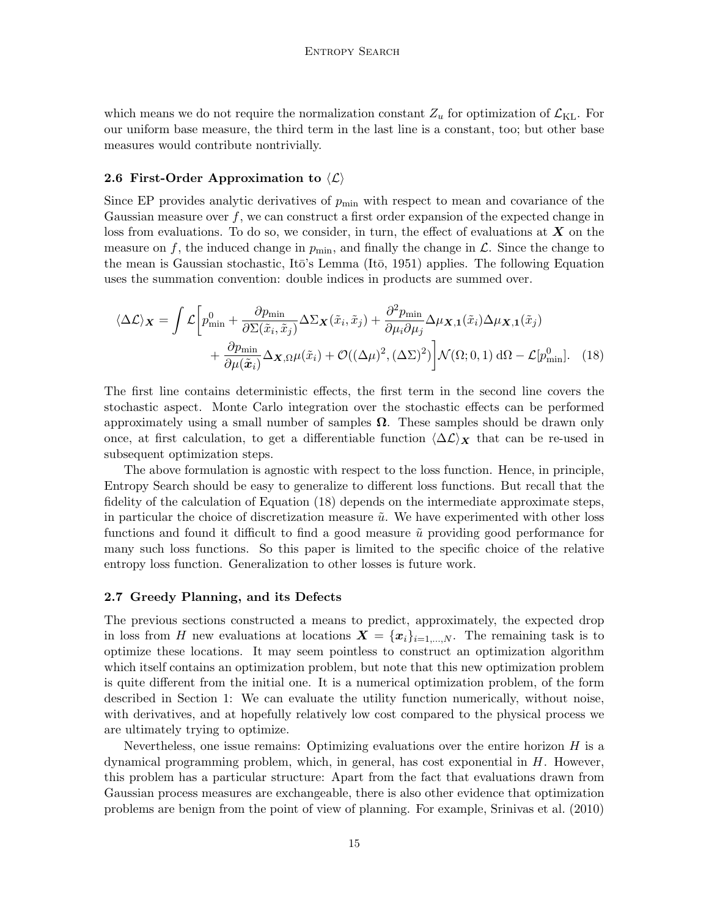which means we do not require the normalization constant $Z_u$ for optimization of $\mathcal{L}_{\mathrm{KL}}$. For our uniform base measure, the third term in the last line is a constant, too; but other base measures would contribute nontrivially.

### 2.6 First-Order Approximation to $\langle \mathcal{L} \rangle$

Since EP provides analytic derivatives of $p_{\min}$ with respect to mean and covariance of the Gaussian measure over $f$, we can construct a first order expansion of the expected change in loss from evaluations. To do so, we consider, in turn, the effect of evaluations at $\boldsymbol{X}$ on the measure on $f$, the induced change in $p_{\min}$, and finally the change in $\mathcal{L}$. Since the change to the mean is Gaussian stochastic, Itō's Lemma (Itō, 1951) applies. The following Equation uses the summation convention: double indices in products are summed over.

$$
\begin{aligned}
\langle \Delta \mathcal{L} \rangle_{\boldsymbol{X}} = \int \mathcal{L}\Bigg[ & p_{\min}^0 + \frac{\partial p_{\min}}{\partial \Sigma(\tilde{x}_i, \tilde{x}_j)} \Delta \Sigma_{\boldsymbol{X}}(\tilde{x}_i, \tilde{x}_j) + \frac{\partial^2 p_{\min}}{\partial \mu_i \partial \mu_j} \Delta \mu_{\boldsymbol{X},\mathbf{1}}(\tilde{x}_i) \Delta \mu_{\boldsymbol{X},\mathbf{1}}(\tilde{x}_j) \\
& + \frac{\partial p_{\min}}{\partial \mu(\tilde{\boldsymbol{x}}_i)} \Delta_{\boldsymbol{X},\Omega} \mu(\tilde{x}_i) + \mathcal{O}((\Delta \mu)^2, (\Delta \Sigma)^2) \Bigg] \mathcal{N}(\Omega; 0, 1) \, \mathrm{d}\Omega - \mathcal{L}[p_{\min}^0]. \quad (18)
\end{aligned}
$$

The first line contains deterministic effects, the first term in the second line covers the stochastic aspect. Monte Carlo integration over the stochastic effects can be performed approximately using a small number of samples $\boldsymbol{\Omega}$. These samples should be drawn only once, at first calculation, to get a differentiable function $\langle \Delta \mathcal{L} \rangle_{\boldsymbol{X}}$ that can be re-used in subsequent optimization steps.

The above formulation is agnostic with respect to the loss function. Hence, in principle, Entropy Search should be easy to generalize to different loss functions. But recall that the fidelity of the calculation of Equation (18) depends on the intermediate approximate steps, in particular the choice of discretization measure $\tilde{u}$. We have experimented with other loss functions and found it difficult to find a good measure $\tilde{u}$ providing good performance for many such loss functions. So this paper is limited to the specific choice of the relative entropy loss function. Generalization to other losses is future work.

### 2.7 Greedy Planning, and its Defects

The previous sections constructed a means to predict, approximately, the expected drop in loss from $H$ new evaluations at locations $\boldsymbol{X} = \{\boldsymbol{x}_i\}_{i=1,\dots,N}$. The remaining task is to optimize these locations. It may seem pointless to construct an optimization algorithm which itself contains an optimization problem, but note that this new optimization problem is quite different from the initial one. It is a numerical optimization problem, of the form described in Section 1: We can evaluate the utility function numerically, without noise, with derivatives, and at hopefully relatively low cost compared to the physical process we are ultimately trying to optimize.

Nevertheless, one issue remains: Optimizing evaluations over the entire horizon $H$ is a dynamical programming problem, which, in general, has cost exponential in $H$. However, this problem has a particular structure: Apart from the fact that evaluations drawn from Gaussian process measures are exchangeable, there is also other evidence that optimization problems are benign from the point of view of planning. For example, Srinivas et al. (2010)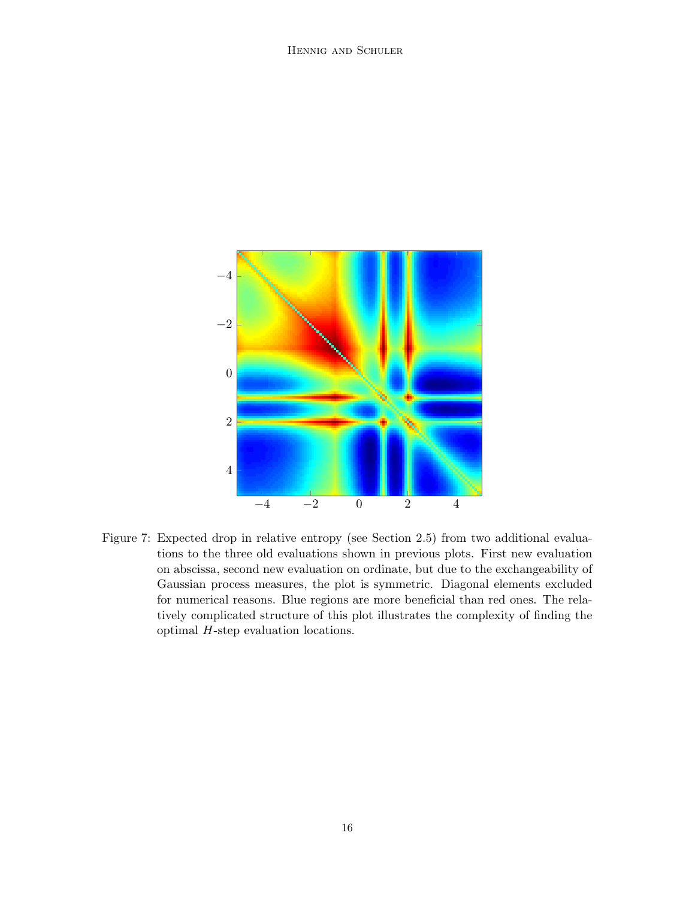Figure 7: Expected drop in relative entropy (see Section 2.5) from two additional evaluations to the three old evaluations shown in previous plots. First new evaluation on abscissa, second new evaluation on ordinate, but due to the exchangeability of Gaussian process measures, the plot is symmetric. Diagonal elements excluded for numerical reasons. Blue regions are more beneficial than red ones. The relatively complicated structure of this plot illustrates the complexity of finding the optimal $H$-step evaluation locations.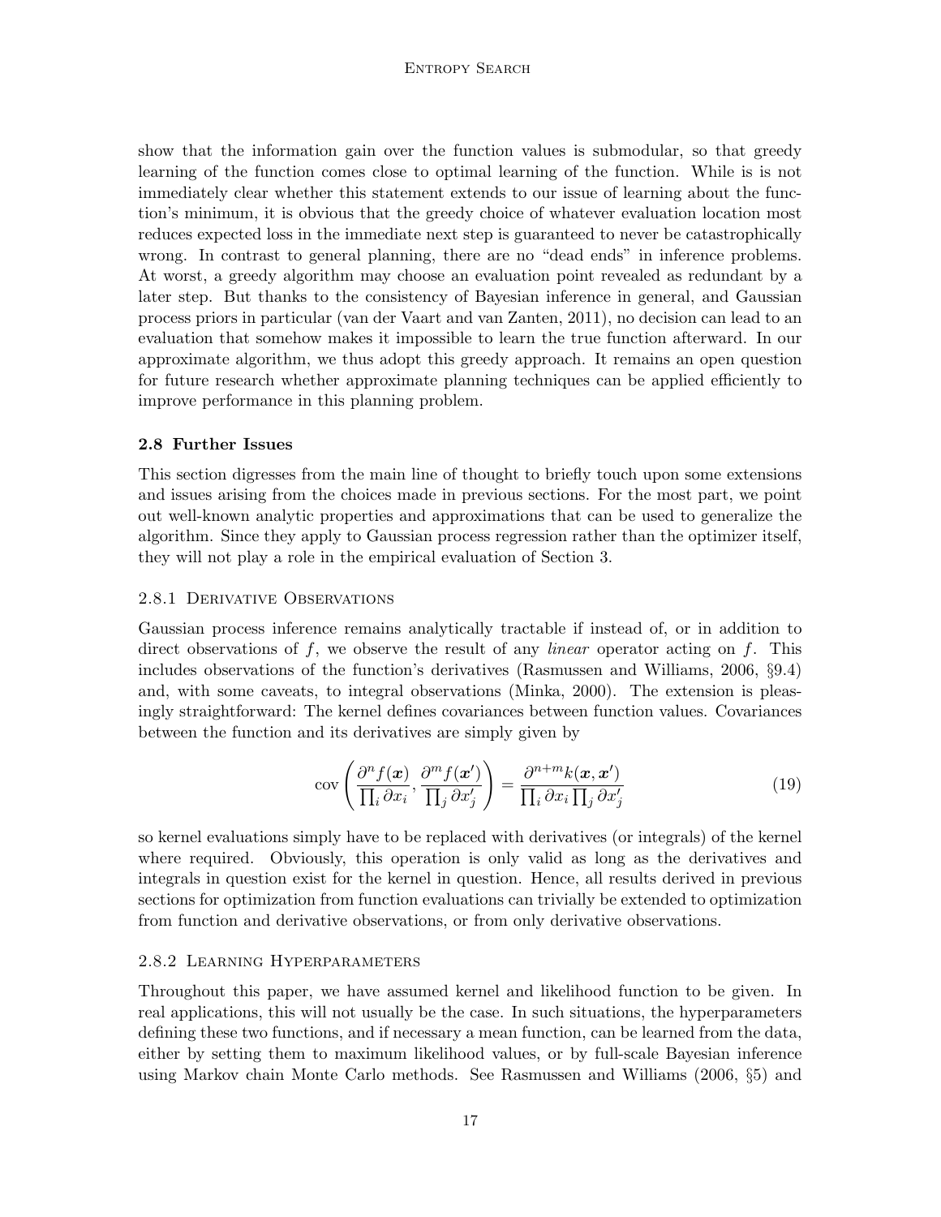show that the information gain over the function values is submodular, so that greedy learning of the function comes close to optimal learning of the function. While is is not immediately clear whether this statement extends to our issue of learning about the function's minimum, it is obvious that the greedy choice of whatever evaluation location most reduces expected loss in the immediate next step is guaranteed to never be catastrophically wrong. In contrast to general planning, there are no "dead ends" in inference problems. At worst, a greedy algorithm may choose an evaluation point revealed as redundant by a later step. But thanks to the consistency of Bayesian inference in general, and Gaussian process priors in particular (van der Vaart and van Zanten, 2011), no decision can lead to an evaluation that somehow makes it impossible to learn the true function afterward. In our approximate algorithm, we thus adopt this greedy approach. It remains an open question for future research whether approximate planning techniques can be applied efficiently to improve performance in this planning problem.

### 2.8 Further Issues

This section digresses from the main line of thought to briefly touch upon some extensions and issues arising from the choices made in previous sections. For the most part, we point out well-known analytic properties and approximations that can be used to generalize the algorithm. Since they apply to Gaussian process regression rather than the optimizer itself, they will not play a role in the empirical evaluation of Section 3.

#### 2.8.1 Derivative Observations

Gaussian process inference remains analytically tractable if instead of, or in addition to direct observations of $f$, we observe the result of any *linear* operator acting on $f$. This includes observations of the function's derivatives (Rasmussen and Williams, 2006, §9.4) and, with some caveats, to integral observations (Minka, 2000). The extension is pleasingly straightforward: The kernel defines covariances between function values. Covariances between the function and its derivatives are simply given by

$$\operatorname{cov}\left(\frac{\partial^n f(\boldsymbol{x})}{\prod_i \partial x_i}, \frac{\partial^m f(\boldsymbol{x}')}{\prod_j \partial x'_j}\right) = \frac{\partial^{n+m} k(\boldsymbol{x}, \boldsymbol{x}')}{\prod_i \partial x_i \prod_j \partial x'_j} \tag{19}$$

so kernel evaluations simply have to be replaced with derivatives (or integrals) of the kernel where required. Obviously, this operation is only valid as long as the derivatives and integrals in question exist for the kernel in question. Hence, all results derived in previous sections for optimization from function evaluations can trivially be extended to optimization from function and derivative observations, or from only derivative observations.

#### 2.8.2 Learning Hyperparameters

Throughout this paper, we have assumed kernel and likelihood function to be given. In real applications, this will not usually be the case. In such situations, the hyperparameters defining these two functions, and if necessary a mean function, can be learned from the data, either by setting them to maximum likelihood values, or by full-scale Bayesian inference using Markov chain Monte Carlo methods. See Rasmussen and Williams (2006, §5) and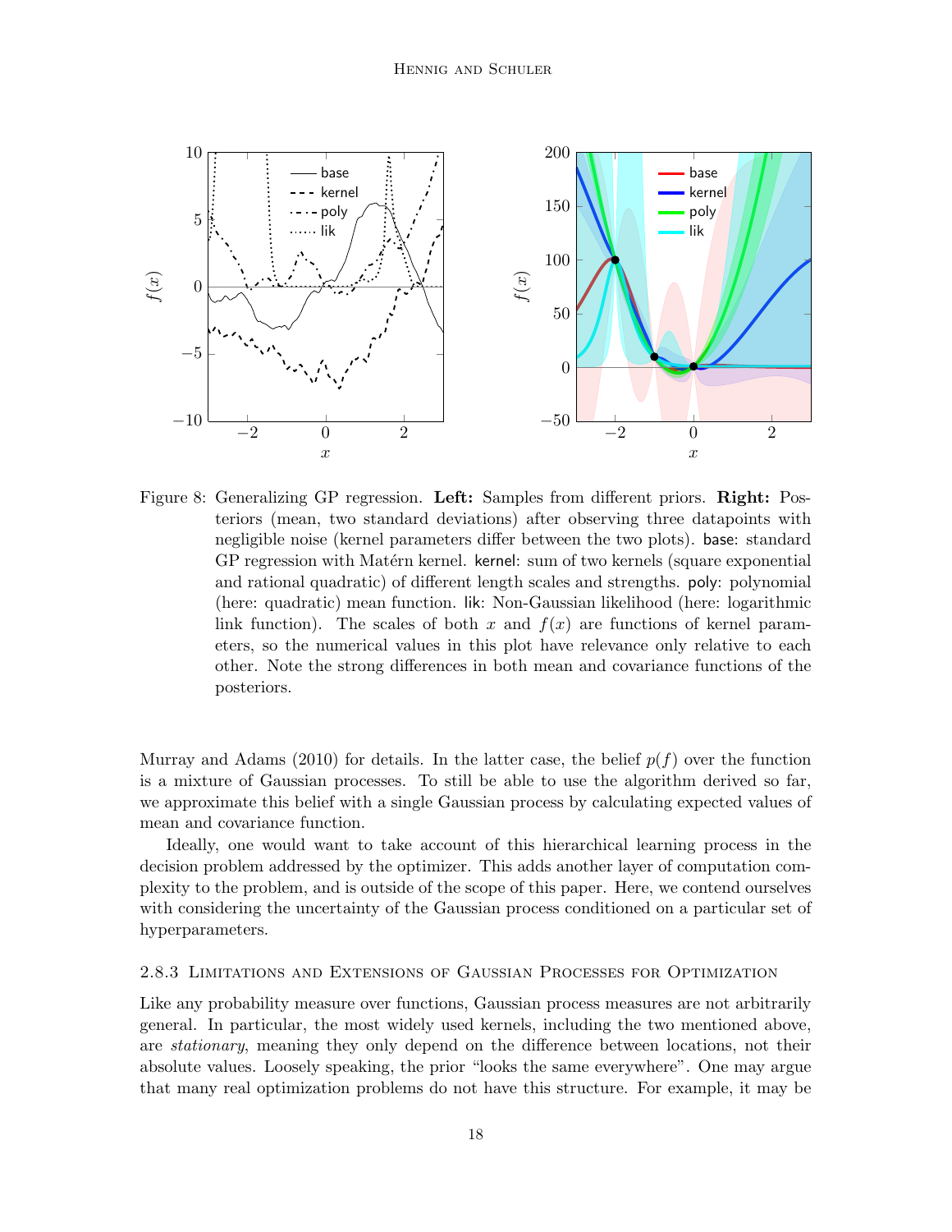Figure 8: Generalizing GP regression. **Left:** Samples from different priors. **Right:** Posteriors (mean, two standard deviations) after observing three datapoints with negligible noise (kernel parameters differ between the two plots). base: standard GP regression with Matérn kernel. kernel: sum of two kernels (square exponential and rational quadratic) of different length scales and strengths. poly: polynomial (here: quadratic) mean function. lik: Non-Gaussian likelihood (here: logarithmic link function). The scales of both $x$ and $f(x)$ are functions of kernel parameters, so the numerical values in this plot have relevance only relative to each other. Note the strong differences in both mean and covariance functions of the posteriors.

Murray and Adams (2010) for details. In the latter case, the belief $p(f)$ over the function is a mixture of Gaussian processes. To still be able to use the algorithm derived so far, we approximate this belief with a single Gaussian process by calculating expected values of mean and covariance function.

Ideally, one would want to take account of this hierarchical learning process in the decision problem addressed by the optimizer. This adds another layer of computation complexity to the problem, and is outside of the scope of this paper. Here, we contend ourselves with considering the uncertainty of the Gaussian process conditioned on a particular set of hyperparameters.

### 2.8.3 Limitations and Extensions of Gaussian Processes for Optimization

Like any probability measure over functions, Gaussian process measures are not arbitrarily general. In particular, the most widely used kernels, including the two mentioned above, are *stationary*, meaning they only depend on the difference between locations, not their absolute values. Loosely speaking, the prior "looks the same everywhere". One may argue that many real optimization problems do not have this structure. For example, it may be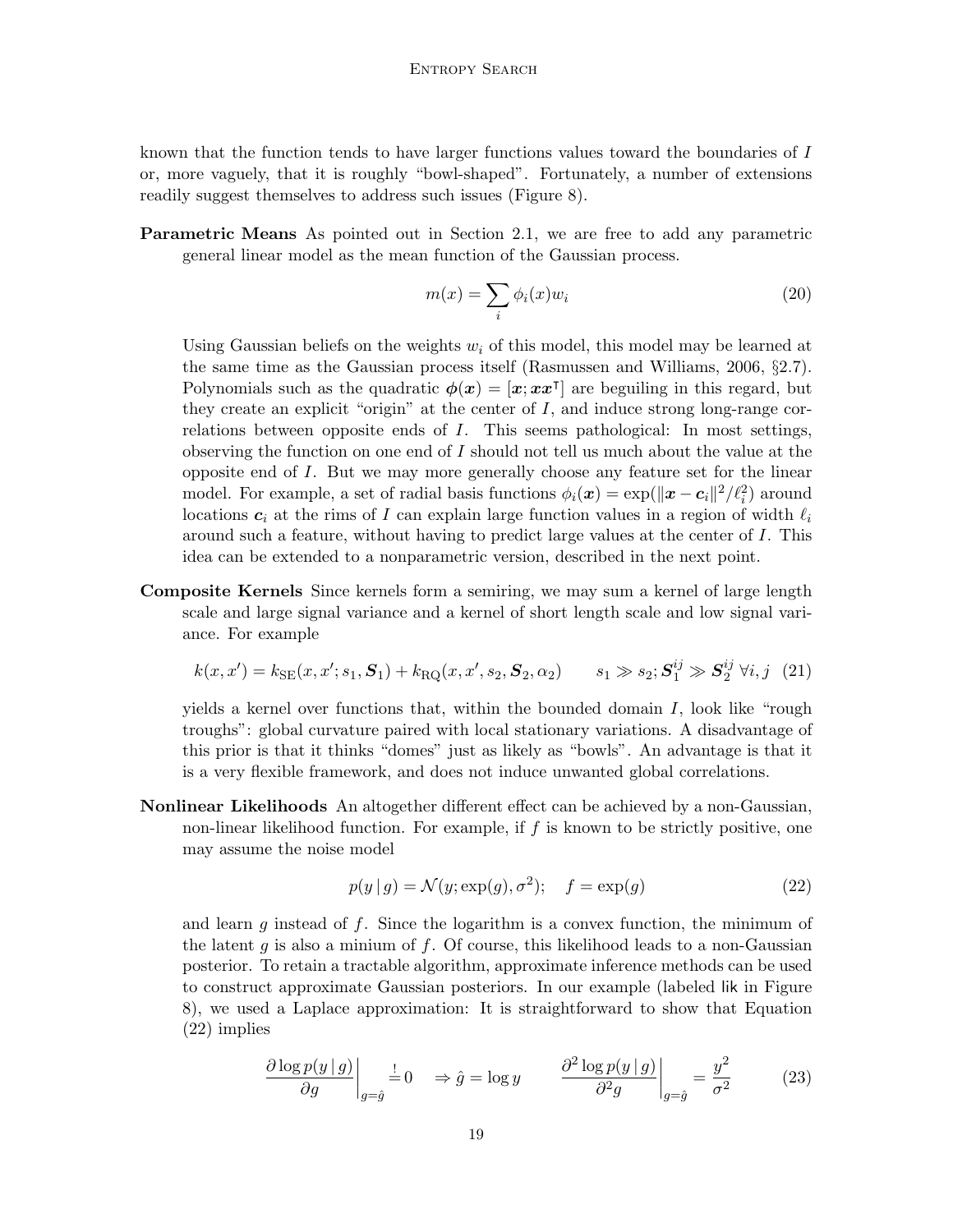known that the function tends to have larger functions values toward the boundaries of $I$ or, more vaguely, that it is roughly "bowl-shaped". Fortunately, a number of extensions readily suggest themselves to address such issues (Figure 8).

**Parametric Means** As pointed out in Section 2.1, we are free to add any parametric general linear model as the mean function of the Gaussian process.

$$m(x) = \sum_i \phi_i(x) w_i \tag{20}$$

Using Gaussian beliefs on the weights $w_i$ of this model, this model may be learned at the same time as the Gaussian process itself (Rasmussen and Williams, 2006, §2.7). Polynomials such as the quadratic $\boldsymbol{\phi}(\boldsymbol{x}) = [\boldsymbol{x}; \boldsymbol{x}\boldsymbol{x}^\intercal]$ are beguiling in this regard, but they create an explicit "origin" at the center of $I$, and induce strong long-range correlations between opposite ends of $I$. This seems pathological: In most settings, observing the function on one end of $I$ should not tell us much about the value at the opposite end of $I$. But we may more generally choose any feature set for the linear model. For example, a set of radial basis functions $\phi_i(\boldsymbol{x}) = \exp(\|\boldsymbol{x} - \boldsymbol{c}_i\|^2/\ell_i^2)$ around locations $\boldsymbol{c}_i$ at the rims of $I$ can explain large function values in a region of width $\ell_i$ around such a feature, without having to predict large values at the center of $I$. This idea can be extended to a nonparametric version, described in the next point.

**Composite Kernels** Since kernels form a semiring, we may sum a kernel of large length scale and large signal variance and a kernel of short length scale and low signal variance. For example

$$k(x, x') = k_{\text{SE}}(x, x'; s_1, \boldsymbol{S}_1) + k_{\text{RQ}}(x, x', s_2, \boldsymbol{S}_2, \alpha_2) \qquad s_1 \gg s_2; \boldsymbol{S}_1^{ij} \gg \boldsymbol{S}_2^{ij} \; \forall i, j \tag{21}$$

yields a kernel over functions that, within the bounded domain $I$, look like "rough troughs": global curvature paired with local stationary variations. A disadvantage of this prior is that it thinks "domes" just as likely as "bowls". An advantage is that it is a very flexible framework, and does not induce unwanted global correlations.

**Nonlinear Likelihoods** An altogether different effect can be achieved by a non-Gaussian, non-linear likelihood function. For example, if $f$ is known to be strictly positive, one may assume the noise model

$$p(y \mid g) = \mathcal{N}(y; \exp(g), \sigma^2); \quad f = \exp(g) \tag{22}$$

and learn $g$ instead of $f$. Since the logarithm is a convex function, the minimum of the latent $g$ is also a minium of $f$. Of course, this likelihood leads to a non-Gaussian posterior. To retain a tractable algorithm, approximate inference methods can be used to construct approximate Gaussian posteriors. In our example (labeled lik in Figure 8), we used a Laplace approximation: It is straightforward to show that Equation (22) implies

$$\left.\frac{\partial \log p(y \mid g)}{\partial g}\right|_{g=\hat{g}} \stackrel{!}{=} 0 \quad \Rightarrow \hat{g} = \log y \qquad \left.\frac{\partial^2 \log p(y \mid g)}{\partial^2 g}\right|_{g=\hat{g}} = \frac{y^2}{\sigma^2} \tag{23}$$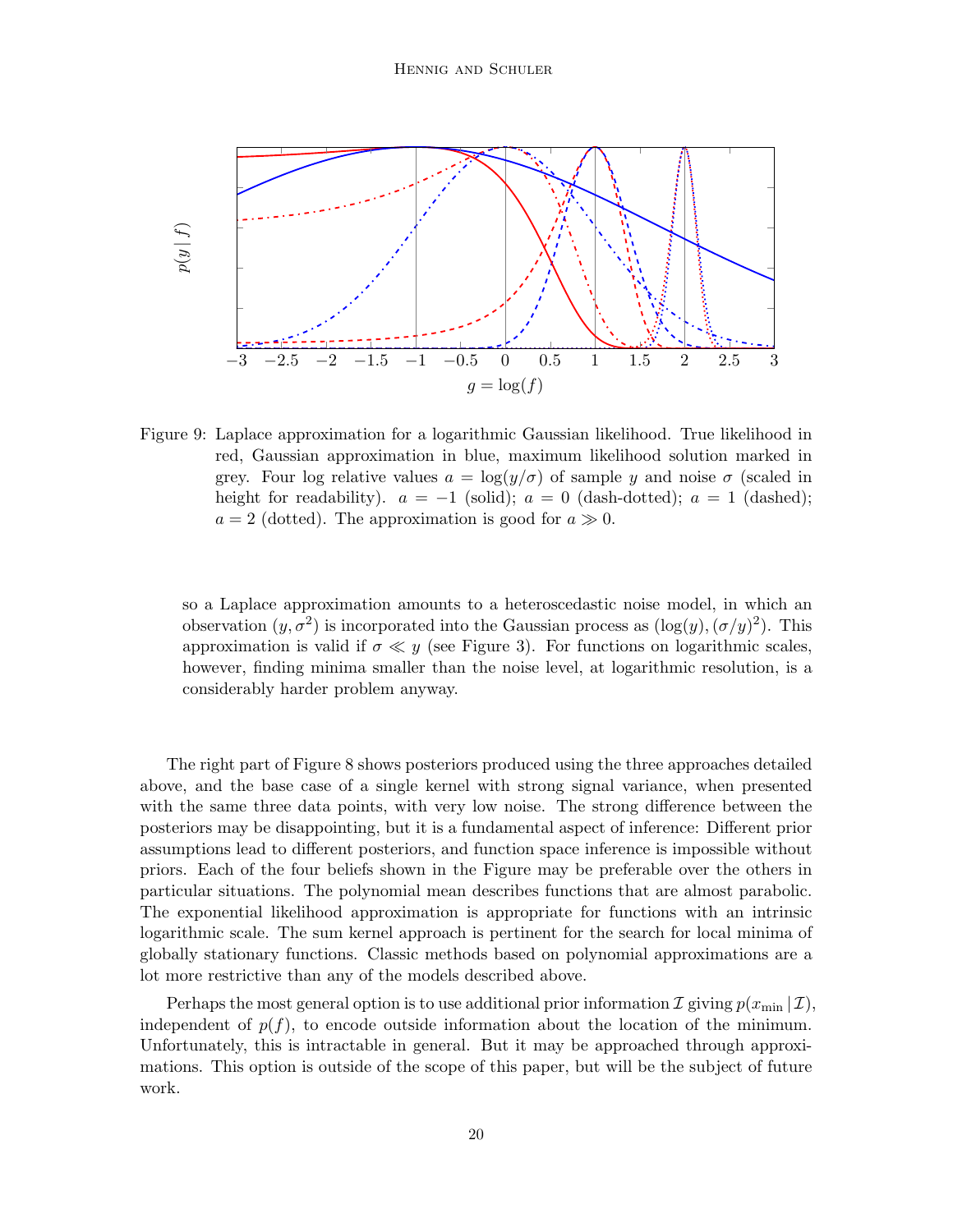Figure 9: Laplace approximation for a logarithmic Gaussian likelihood. True likelihood in red, Gaussian approximation in blue, maximum likelihood solution marked in grey. Four log relative values $a = \log(y/\sigma)$ of sample $y$ and noise $\sigma$ (scaled in height for readability). $a = -1$ (solid); $a = 0$ (dash-dotted); $a = 1$ (dashed); $a = 2$ (dotted). The approximation is good for $a \gg 0$.

so a Laplace approximation amounts to a heteroscedastic noise model, in which an observation $(y, \sigma^2)$ is incorporated into the Gaussian process as $(\log(y), (\sigma/y)^2)$. This approximation is valid if $\sigma \ll y$ (see Figure 3). For functions on logarithmic scales, however, finding minima smaller than the noise level, at logarithmic resolution, is a considerably harder problem anyway.

The right part of Figure 8 shows posteriors produced using the three approaches detailed above, and the base case of a single kernel with strong signal variance, when presented with the same three data points, with very low noise. The strong difference between the posteriors may be disappointing, but it is a fundamental aspect of inference: Different prior assumptions lead to different posteriors, and function space inference is impossible without priors. Each of the four beliefs shown in the Figure may be preferable over the others in particular situations. The polynomial mean describes functions that are almost parabolic. The exponential likelihood approximation is appropriate for functions with an intrinsic logarithmic scale. The sum kernel approach is pertinent for the search for local minima of globally stationary functions. Classic methods based on polynomial approximations are a lot more restrictive than any of the models described above.

Perhaps the most general option is to use additional prior information $\mathcal{I}$ giving $p(x_{\min} \mid \mathcal{I})$, independent of $p(f)$, to encode outside information about the location of the minimum. Unfortunately, this is intractable in general. But it may be approached through approximations. This option is outside of the scope of this paper, but will be the subject of future work.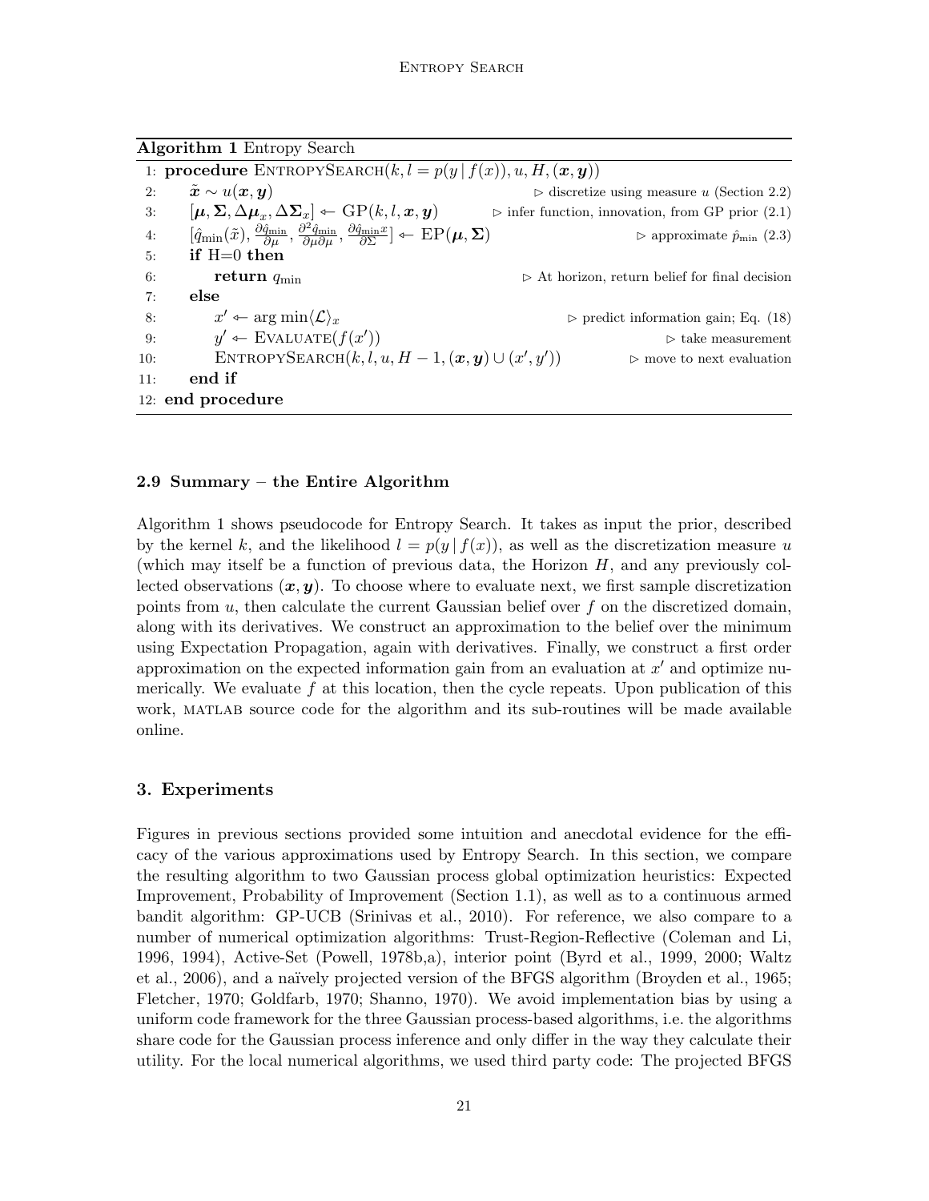**Algorithm 1** Entropy Search

```
1: procedure EntropySearch(k, l = p(y | f(x)), u, H, (x, y))
2:     x̃ ~ u(x, y)                                      ▷ discretize using measure u (Section 2.2)
3:     [μ, Σ, Δμ_x, ΔΣ_x] ← GP(k, l, x, y)              ▷ infer function, innovation, from GP prior (2.1)
4:     [q̂_min(x̃), ∂q̂_min/∂μ, ∂²q̂_min/∂μ∂μ, ∂q̂_min x/∂Σ] ← EP(μ, Σ)   ▷ approximate p̂_min (2.3)
5:     if H=0 then
6:         return q_min                                   ▷ At horizon, return belief for final decision
7:     else
8:         x' ← arg min⟨L⟩_x                              ▷ predict information gain; Eq. (18)
9:         y' ← Evaluate(f(x'))                           ▷ take measurement
10:        EntropySearch(k, l, u, H − 1, (x, y) ∪ (x', y'))  ▷ move to next evaluation
11:    end if
12: end procedure
```

### 2.9 Summary – the Entire Algorithm

Algorithm 1 shows pseudocode for Entropy Search. It takes as input the prior, described by the kernel $k$, and the likelihood $l = p(y \,|\, f(x))$, as well as the discretization measure $u$ (which may itself be a function of previous data, the Horizon $H$, and any previously collected observations $(\boldsymbol{x}, \boldsymbol{y})$. To choose where to evaluate next, we first sample discretization points from $u$, then calculate the current Gaussian belief over $f$ on the discretized domain, along with its derivatives. We construct an approximation to the belief over the minimum using Expectation Propagation, again with derivatives. Finally, we construct a first order approximation on the expected information gain from an evaluation at $x'$ and optimize numerically. We evaluate $f$ at this location, then the cycle repeats. Upon publication of this work, MATLAB source code for the algorithm and its sub-routines will be made available online.

## 3. Experiments

Figures in previous sections provided some intuition and anecdotal evidence for the efficacy of the various approximations used by Entropy Search. In this section, we compare the resulting algorithm to two Gaussian process global optimization heuristics: Expected Improvement, Probability of Improvement (Section 1.1), as well as to a continuous armed bandit algorithm: GP-UCB (Srinivas et al., 2010). For reference, we also compare to a number of numerical optimization algorithms: Trust-Region-Reflective (Coleman and Li, 1996, 1994), Active-Set (Powell, 1978b,a), interior point (Byrd et al., 1999, 2000; Waltz et al., 2006), and a naïvely projected version of the BFGS algorithm (Broyden et al., 1965; Fletcher, 1970; Goldfarb, 1970; Shanno, 1970). We avoid implementation bias by using a uniform code framework for the three Gaussian process-based algorithms, i.e. the algorithms share code for the Gaussian process inference and only differ in the way they calculate their utility. For the local numerical algorithms, we used third party code: The projected BFGS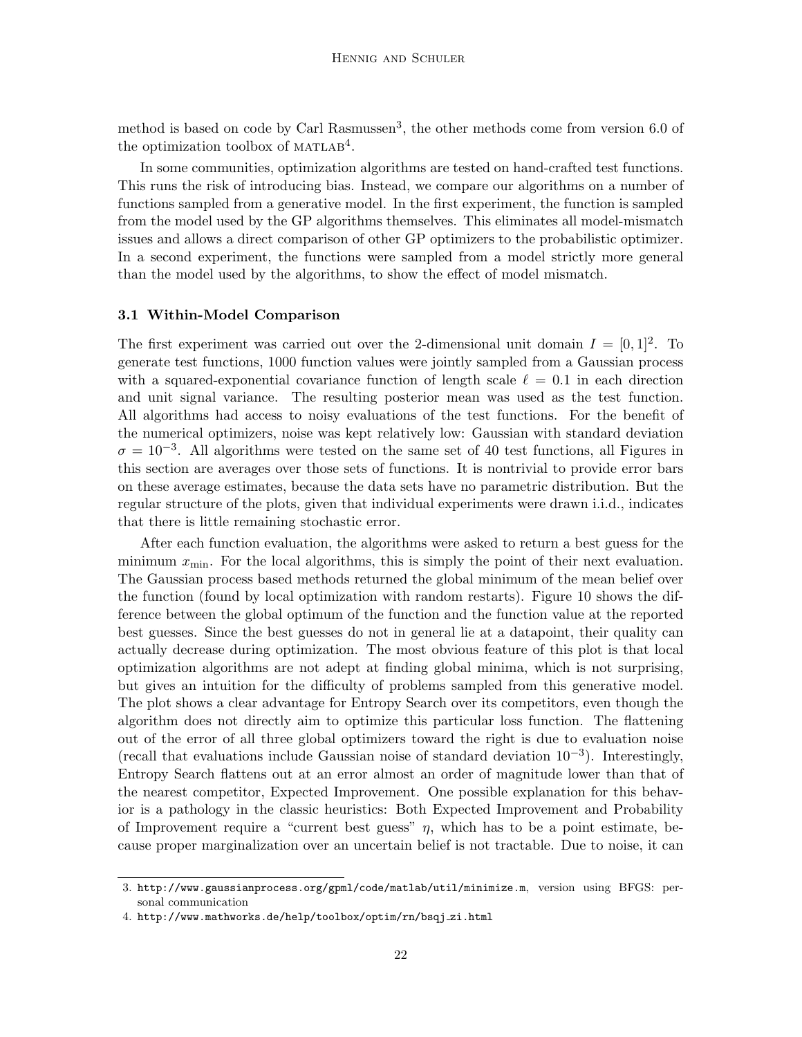method is based on code by Carl Rasmussen[3], the other methods come from version 6.0 of the optimization toolbox of MATLAB[4].

In some communities, optimization algorithms are tested on hand-crafted test functions. This runs the risk of introducing bias. Instead, we compare our algorithms on a number of functions sampled from a generative model. In the first experiment, the function is sampled from the model used by the GP algorithms themselves. This eliminates all model-mismatch issues and allows a direct comparison of other GP optimizers to the probabilistic optimizer. In a second experiment, the functions were sampled from a model strictly more general than the model used by the algorithms, to show the effect of model mismatch.

### 3.1 Within-Model Comparison

The first experiment was carried out over the 2-dimensional unit domain $I = [0, 1]^2$. To generate test functions, 1000 function values were jointly sampled from a Gaussian process with a squared-exponential covariance function of length scale $\ell = 0.1$ in each direction and unit signal variance. The resulting posterior mean was used as the test function. All algorithms had access to noisy evaluations of the test functions. For the benefit of the numerical optimizers, noise was kept relatively low: Gaussian with standard deviation $\sigma = 10^{-3}$. All algorithms were tested on the same set of 40 test functions, all Figures in this section are averages over those sets of functions. It is nontrivial to provide error bars on these average estimates, because the data sets have no parametric distribution. But the regular structure of the plots, given that individual experiments were drawn i.i.d., indicates that there is little remaining stochastic error.

After each function evaluation, the algorithms were asked to return a best guess for the minimum $x_{\min}$. For the local algorithms, this is simply the point of their next evaluation. The Gaussian process based methods returned the global minimum of the mean belief over the function (found by local optimization with random restarts). Figure 10 shows the difference between the global optimum of the function and the function value at the reported best guesses. Since the best guesses do not in general lie at a datapoint, their quality can actually decrease during optimization. The most obvious feature of this plot is that local optimization algorithms are not adept at finding global minima, which is not surprising, but gives an intuition for the difficulty of problems sampled from this generative model. The plot shows a clear advantage for Entropy Search over its competitors, even though the algorithm does not directly aim to optimize this particular loss function. The flattening out of the error of all three global optimizers toward the right is due to evaluation noise (recall that evaluations include Gaussian noise of standard deviation $10^{-3}$). Interestingly, Entropy Search flattens out at an error almost an order of magnitude lower than that of the nearest competitor, Expected Improvement. One possible explanation for this behavior is a pathology in the classic heuristics: Both Expected Improvement and Probability of Improvement require a "current best guess" $\eta$, which has to be a point estimate, because proper marginalization over an uncertain belief is not tractable. Due to noise, it can

---

3. http://www.gaussianprocess.org/gpml/code/matlab/util/minimize.m, version using BFGS: personal communication
4. http://www.mathworks.de/help/toolbox/optim/rn/bsqj_zi.html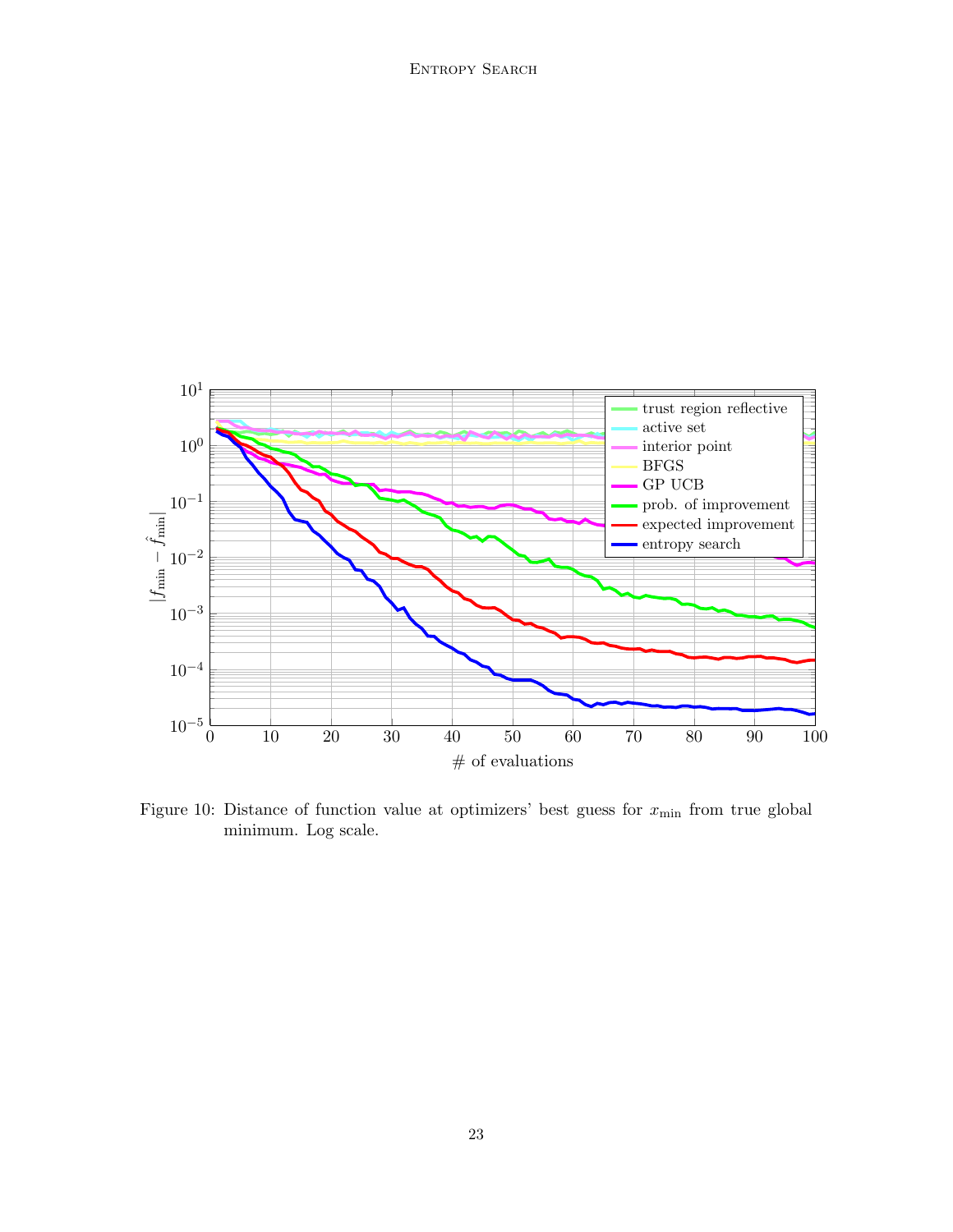Figure 10: Distance of function value at optimizers' best guess for $x_{\min}$ from true global minimum. Log scale.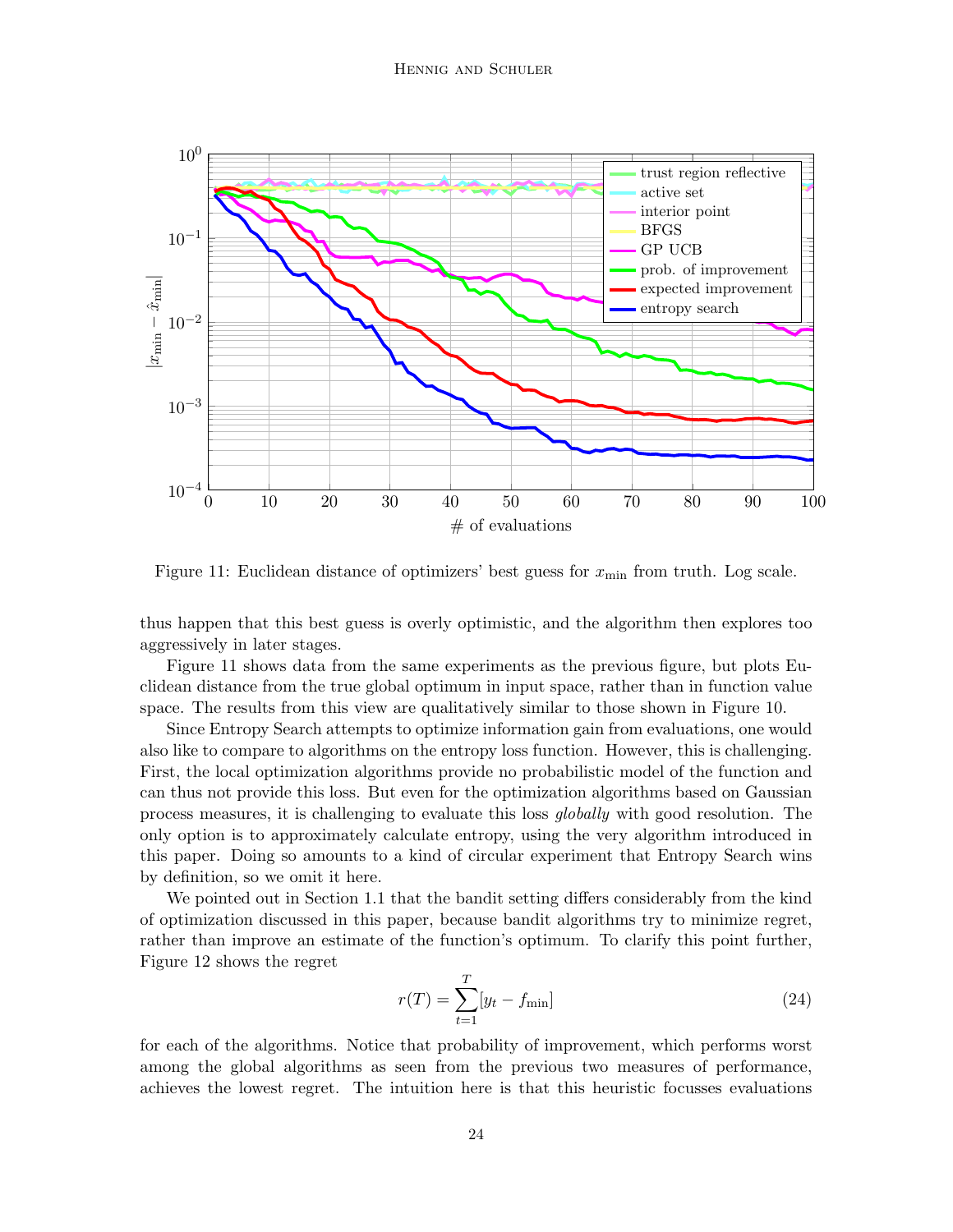Figure 11: Euclidean distance of optimizers' best guess for $x_{\min}$ from truth. Log scale.

thus happen that this best guess is overly optimistic, and the algorithm then explores too aggressively in later stages.

Figure 11 shows data from the same experiments as the previous figure, but plots Euclidean distance from the true global optimum in input space, rather than in function value space. The results from this view are qualitatively similar to those shown in Figure 10.

Since Entropy Search attempts to optimize information gain from evaluations, one would also like to compare to algorithms on the entropy loss function. However, this is challenging. First, the local optimization algorithms provide no probabilistic model of the function and can thus not provide this loss. But even for the optimization algorithms based on Gaussian process measures, it is challenging to evaluate this loss *globally* with good resolution. The only option is to approximately calculate entropy, using the very algorithm introduced in this paper. Doing so amounts to a kind of circular experiment that Entropy Search wins by definition, so we omit it here.

We pointed out in Section 1.1 that the bandit setting differs considerably from the kind of optimization discussed in this paper, because bandit algorithms try to minimize regret, rather than improve an estimate of the function's optimum. To clarify this point further, Figure 12 shows the regret

$$r(T) = \sum_{t=1}^{T} [y_t - f_{\min}] \tag{24}$$

for each of the algorithms. Notice that probability of improvement, which performs worst among the global algorithms as seen from the previous two measures of performance, achieves the lowest regret. The intuition here is that this heuristic focusses evaluations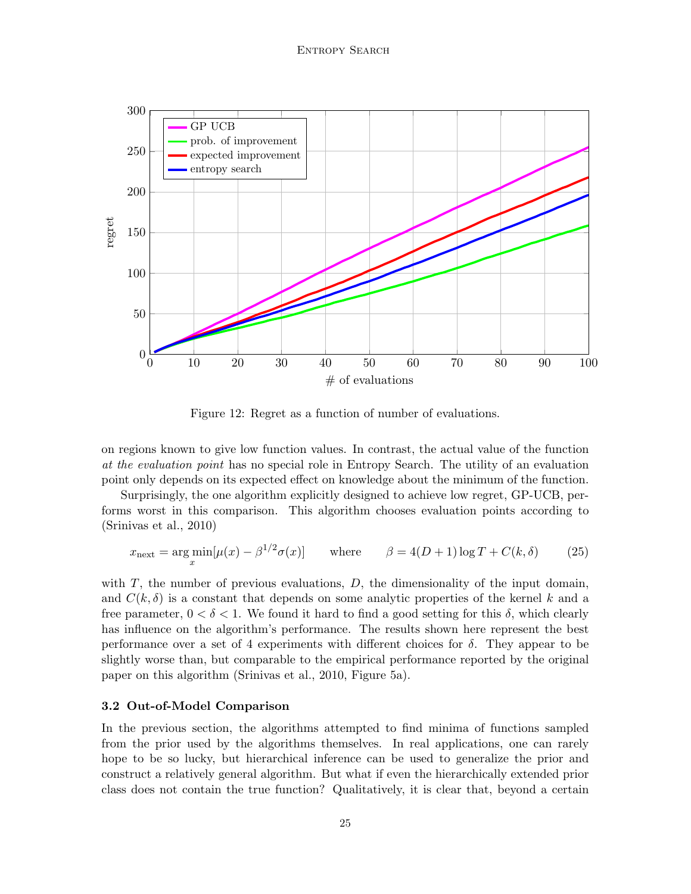Figure 12: Regret as a function of number of evaluations.

on regions known to give low function values. In contrast, the actual value of the function *at the evaluation point* has no special role in Entropy Search. The utility of an evaluation point only depends on its expected effect on knowledge about the minimum of the function.

Surprisingly, the one algorithm explicitly designed to achieve low regret, GP-UCB, performs worst in this comparison. This algorithm chooses evaluation points according to (Srinivas et al., 2010)

$$x_{\text{next}} = \arg\min_x [\mu(x) - \beta^{1/2}\sigma(x)] \qquad \text{where} \qquad \beta = 4(D+1)\log T + C(k, \delta) \tag{25}$$

with $T$, the number of previous evaluations, $D$, the dimensionality of the input domain, and $C(k, \delta)$ is a constant that depends on some analytic properties of the kernel $k$ and a free parameter, $0 < \delta < 1$. We found it hard to find a good setting for this $\delta$, which clearly has influence on the algorithm's performance. The results shown here represent the best performance over a set of 4 experiments with different choices for $\delta$. They appear to be slightly worse than, but comparable to the empirical performance reported by the original paper on this algorithm (Srinivas et al., 2010, Figure 5a).

### 3.2 Out-of-Model Comparison

In the previous section, the algorithms attempted to find minima of functions sampled from the prior used by the algorithms themselves. In real applications, one can rarely hope to be so lucky, but hierarchical inference can be used to generalize the prior and construct a relatively general algorithm. But what if even the hierarchically extended prior class does not contain the true function? Qualitatively, it is clear that, beyond a certain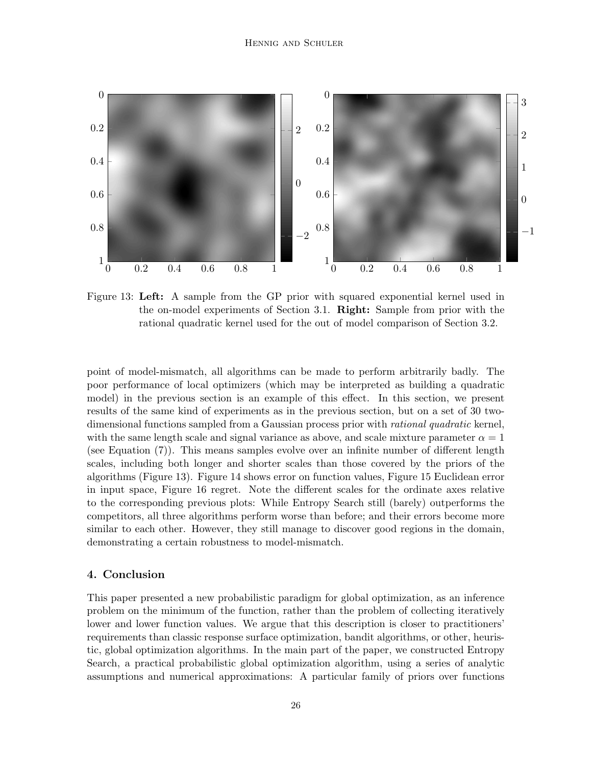Figure 13: **Left:** A sample from the GP prior with squared exponential kernel used in the on-model experiments of Section 3.1. **Right:** Sample from prior with the rational quadratic kernel used for the out of model comparison of Section 3.2.

point of model-mismatch, all algorithms can be made to perform arbitrarily badly. The poor performance of local optimizers (which may be interpreted as building a quadratic model) in the previous section is an example of this effect. In this section, we present results of the same kind of experiments as in the previous section, but on a set of 30 two-dimensional functions sampled from a Gaussian process prior with *rational quadratic* kernel, with the same length scale and signal variance as above, and scale mixture parameter $\alpha = 1$ (see Equation (7)). This means samples evolve over an infinite number of different length scales, including both longer and shorter scales than those covered by the priors of the algorithms (Figure 13). Figure 14 shows error on function values, Figure 15 Euclidean error in input space, Figure 16 regret. Note the different scales for the ordinate axes relative to the corresponding previous plots: While Entropy Search still (barely) outperforms the competitors, all three algorithms perform worse than before; and their errors become more similar to each other. However, they still manage to discover good regions in the domain, demonstrating a certain robustness to model-mismatch.

## 4. Conclusion

This paper presented a new probabilistic paradigm for global optimization, as an inference problem on the minimum of the function, rather than the problem of collecting iteratively lower and lower function values. We argue that this description is closer to practitioners' requirements than classic response surface optimization, bandit algorithms, or other, heuristic, global optimization algorithms. In the main part of the paper, we constructed Entropy Search, a practical probabilistic global optimization algorithm, using a series of analytic assumptions and numerical approximations: A particular family of priors over functions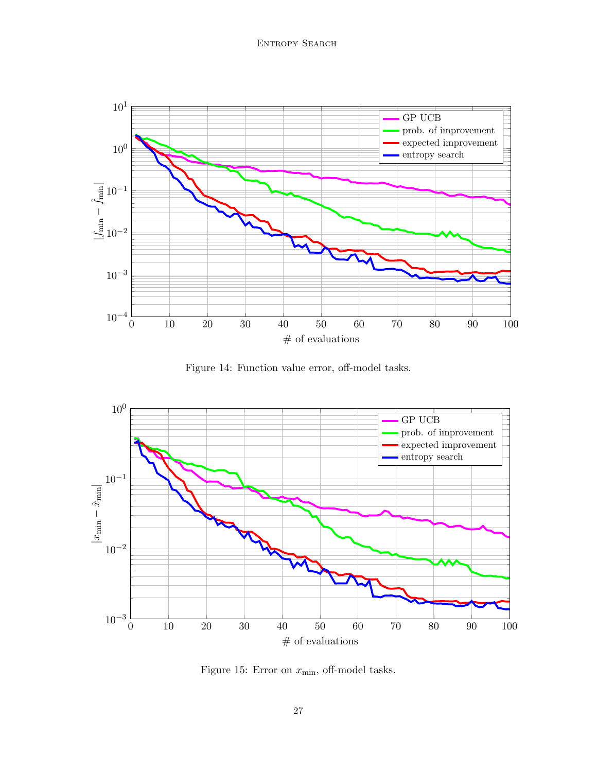Figure 14: Function value error, off-model tasks.

Figure 15: Error on $x_{\min}$, off-model tasks.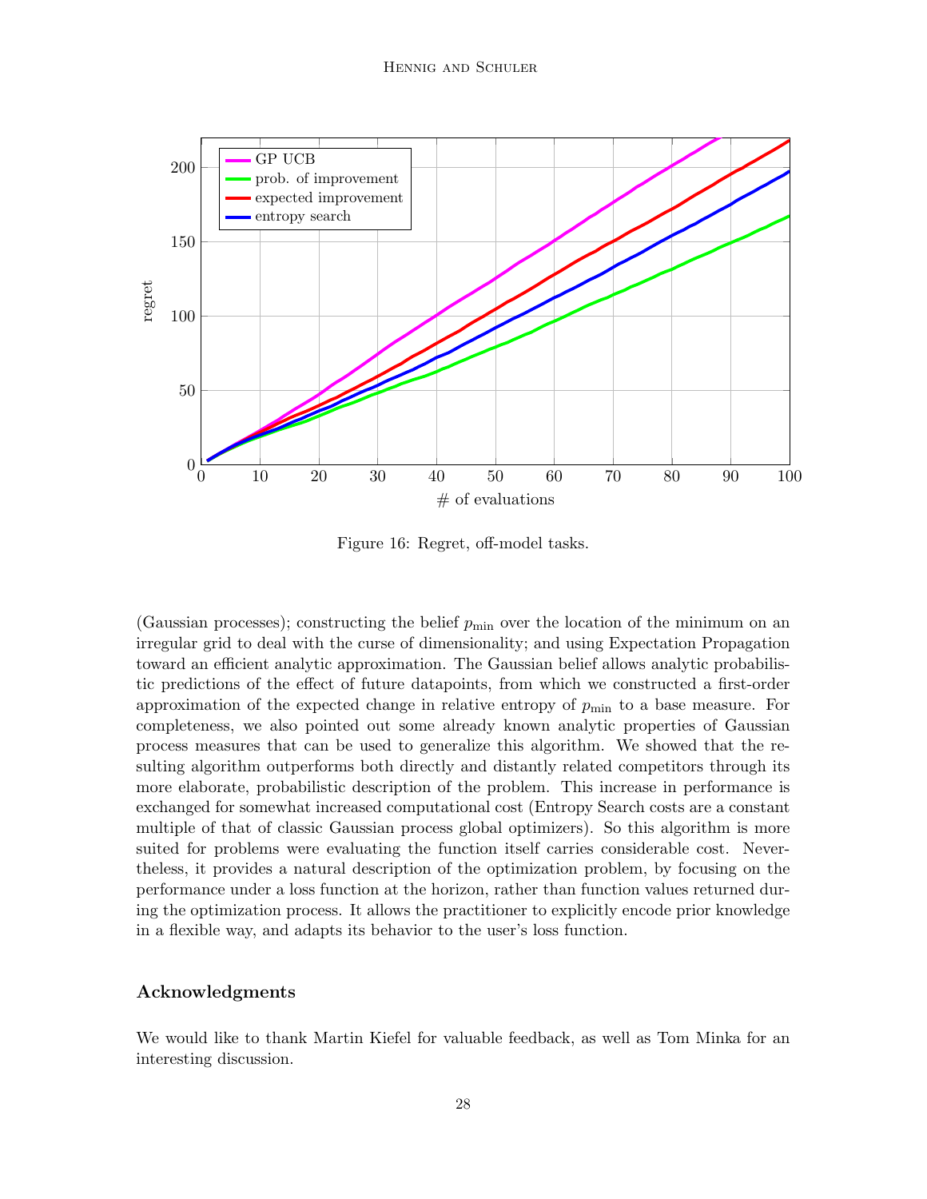Figure 16: Regret, off-model tasks.

(Gaussian processes); constructing the belief $p_{\min}$ over the location of the minimum on an irregular grid to deal with the curse of dimensionality; and using Expectation Propagation toward an efficient analytic approximation. The Gaussian belief allows analytic probabilistic predictions of the effect of future datapoints, from which we constructed a first-order approximation of the expected change in relative entropy of $p_{\min}$ to a base measure. For completeness, we also pointed out some already known analytic properties of Gaussian process measures that can be used to generalize this algorithm. We showed that the resulting algorithm outperforms both directly and distantly related competitors through its more elaborate, probabilistic description of the problem. This increase in performance is exchanged for somewhat increased computational cost (Entropy Search costs are a constant multiple of that of classic Gaussian process global optimizers). So this algorithm is more suited for problems were evaluating the function itself carries considerable cost. Nevertheless, it provides a natural description of the optimization problem, by focusing on the performance under a loss function at the horizon, rather than function values returned during the optimization process. It allows the practitioner to explicitly encode prior knowledge in a flexible way, and adapts its behavior to the user's loss function.

## Acknowledgments

We would like to thank Martin Kiefel for valuable feedback, as well as Tom Minka for an interesting discussion.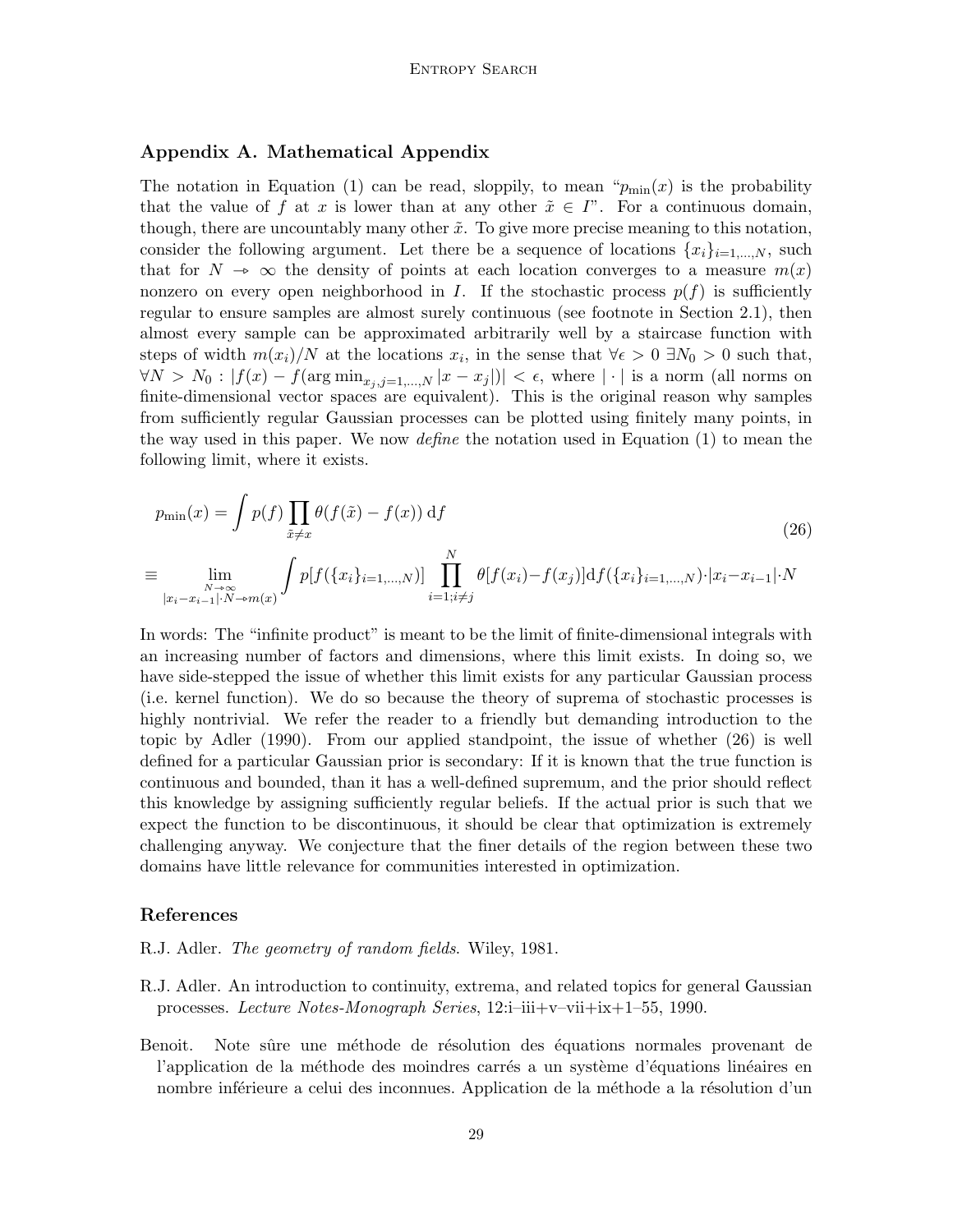## Appendix A. Mathematical Appendix

The notation in Equation (1) can be read, sloppily, to mean "$p_{\min}(x)$ is the probability that the value of $f$ at $x$ is lower than at any other $\tilde{x} \in I$". For a continuous domain, though, there are uncountably many other $\tilde{x}$. To give more precise meaning to this notation, consider the following argument. Let there be a sequence of locations $\{x_i\}_{i=1,\dots,N}$, such that for $N \twoheadrightarrow \infty$ the density of points at each location converges to a measure $m(x)$ nonzero on every open neighborhood in $I$. If the stochastic process $p(f)$ is sufficiently regular to ensure samples are almost surely continuous (see footnote in Section 2.1), then almost every sample can be approximated arbitrarily well by a staircase function with steps of width $m(x_i)/N$ at the locations $x_i$, in the sense that $\forall \epsilon > 0 \; \exists N_0 > 0$ such that, $\forall N > N_0 : |f(x) - f(\arg\min_{x_j, j=1,\dots,N} |x - x_j|)| < \epsilon$, where $|\cdot|$ is a norm (all norms on finite-dimensional vector spaces are equivalent). This is the original reason why samples from sufficiently regular Gaussian processes can be plotted using finitely many points, in the way used in this paper. We now *define* the notation used in Equation (1) to mean the following limit, where it exists.

$$
\begin{aligned}
p_{\min}(x) &= \int p(f) \prod_{\tilde{x} \neq x} \theta(f(\tilde{x}) - f(x)) \, \mathrm{d}f \\
&\equiv \lim_{\substack{N \twoheadrightarrow \infty \\ |x_i - x_{i-1}| \cdot N \twoheadrightarrow m(x)}} \int p[f(\{x_i\}_{i=1,\dots,N})] \prod_{i=1; i \neq j}^{N} \theta[f(x_i) - f(x_j)] \mathrm{d}f(\{x_i\}_{i=1,\dots,N}) \cdot |x_i - x_{i-1}| \cdot N
\end{aligned}
\tag{26}
$$

In words: The "infinite product" is meant to be the limit of finite-dimensional integrals with an increasing number of factors and dimensions, where this limit exists. In doing so, we have side-stepped the issue of whether this limit exists for any particular Gaussian process (i.e. kernel function). We do so because the theory of suprema of stochastic processes is highly nontrivial. We refer the reader to a friendly but demanding introduction to the topic by Adler (1990). From our applied standpoint, the issue of whether (26) is well defined for a particular Gaussian prior is secondary: If it is known that the true function is continuous and bounded, than it has a well-defined supremum, and the prior should reflect this knowledge by assigning sufficiently regular beliefs. If the actual prior is such that we expect the function to be discontinuous, it should be clear that optimization is extremely challenging anyway. We conjecture that the finer details of the region between these two domains have little relevance for communities interested in optimization.

## References

R.J. Adler. *The geometry of random fields*. Wiley, 1981.

R.J. Adler. An introduction to continuity, extrema, and related topics for general Gaussian processes. *Lecture Notes-Monograph Series*, 12:i–iii+v–vii+ix+1–55, 1990.

Benoit. Note sûre une méthode de résolution des équations normales provenant de l'application de la méthode des moindres carrés a un système d'équations linéaires en nombre inférieure a celui des inconnues. Application de la méthode a la résolution d'un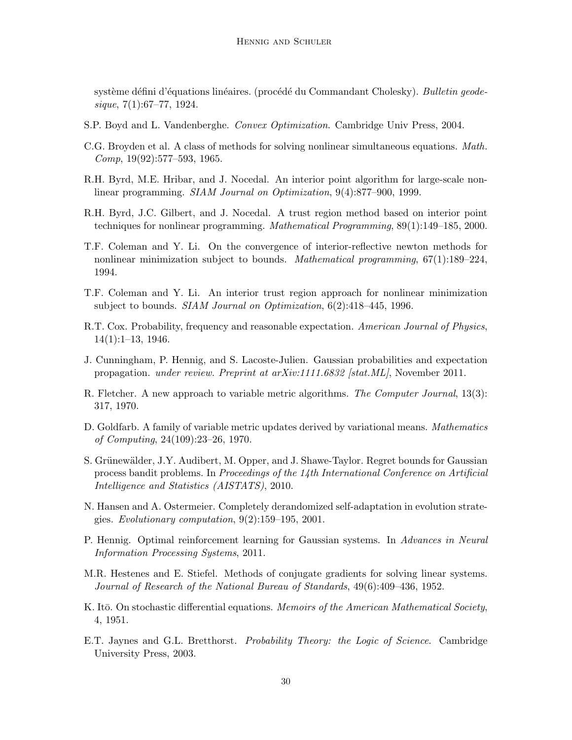système défini d'équations linéaires. (procédé du Commandant Cholesky). *Bulletin geodesique*, 7(1):67–77, 1924.

S.P. Boyd and L. Vandenberghe. *Convex Optimization*. Cambridge Univ Press, 2004.

C.G. Broyden et al. A class of methods for solving nonlinear simultaneous equations. *Math. Comp*, 19(92):577–593, 1965.

R.H. Byrd, M.E. Hribar, and J. Nocedal. An interior point algorithm for large-scale nonlinear programming. *SIAM Journal on Optimization*, 9(4):877–900, 1999.

R.H. Byrd, J.C. Gilbert, and J. Nocedal. A trust region method based on interior point techniques for nonlinear programming. *Mathematical Programming*, 89(1):149–185, 2000.

T.F. Coleman and Y. Li. On the convergence of interior-reflective newton methods for nonlinear minimization subject to bounds. *Mathematical programming*, 67(1):189–224, 1994.

T.F. Coleman and Y. Li. An interior trust region approach for nonlinear minimization subject to bounds. *SIAM Journal on Optimization*, 6(2):418–445, 1996.

R.T. Cox. Probability, frequency and reasonable expectation. *American Journal of Physics*, 14(1):1–13, 1946.

J. Cunningham, P. Hennig, and S. Lacoste-Julien. Gaussian probabilities and expectation propagation. *under review. Preprint at arXiv:1111.6832 [stat.ML]*, November 2011.

R. Fletcher. A new approach to variable metric algorithms. *The Computer Journal*, 13(3): 317, 1970.

D. Goldfarb. A family of variable metric updates derived by variational means. *Mathematics of Computing*, 24(109):23–26, 1970.

S. Grünewälder, J.Y. Audibert, M. Opper, and J. Shawe-Taylor. Regret bounds for Gaussian process bandit problems. In *Proceedings of the 14th International Conference on Artificial Intelligence and Statistics (AISTATS)*, 2010.

N. Hansen and A. Ostermeier. Completely derandomized self-adaptation in evolution strategies. *Evolutionary computation*, 9(2):159–195, 2001.

P. Hennig. Optimal reinforcement learning for Gaussian systems. In *Advances in Neural Information Processing Systems*, 2011.

M.R. Hestenes and E. Stiefel. Methods of conjugate gradients for solving linear systems. *Journal of Research of the National Bureau of Standards*, 49(6):409–436, 1952.

K. Itō. On stochastic differential equations. *Memoirs of the American Mathematical Society*, 4, 1951.

E.T. Jaynes and G.L. Bretthorst. *Probability Theory: the Logic of Science*. Cambridge University Press, 2003.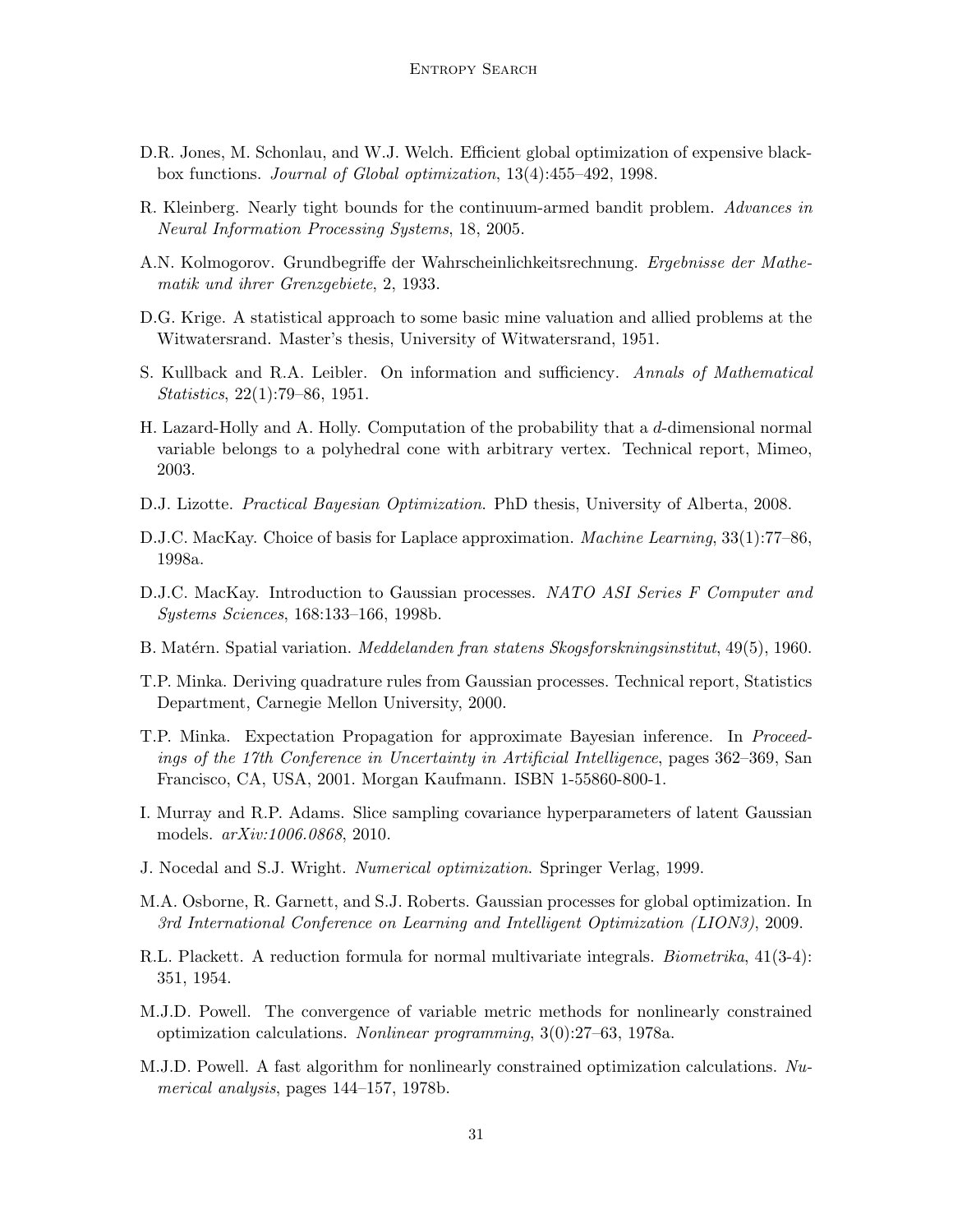D.R. Jones, M. Schonlau, and W.J. Welch. Efficient global optimization of expensive black-box functions. *Journal of Global optimization*, 13(4):455–492, 1998.

R. Kleinberg. Nearly tight bounds for the continuum-armed bandit problem. *Advances in Neural Information Processing Systems*, 18, 2005.

A.N. Kolmogorov. Grundbegriffe der Wahrscheinlichkeitsrechnung. *Ergebnisse der Mathematik und ihrer Grenzgebiete*, 2, 1933.

D.G. Krige. A statistical approach to some basic mine valuation and allied problems at the Witwatersrand. Master's thesis, University of Witwatersrand, 1951.

S. Kullback and R.A. Leibler. On information and sufficiency. *Annals of Mathematical Statistics*, 22(1):79–86, 1951.

H. Lazard-Holly and A. Holly. Computation of the probability that a $d$-dimensional normal variable belongs to a polyhedral cone with arbitrary vertex. Technical report, Mimeo, 2003.

D.J. Lizotte. *Practical Bayesian Optimization*. PhD thesis, University of Alberta, 2008.

D.J.C. MacKay. Choice of basis for Laplace approximation. *Machine Learning*, 33(1):77–86, 1998a.

D.J.C. MacKay. Introduction to Gaussian processes. *NATO ASI Series F Computer and Systems Sciences*, 168:133–166, 1998b.

B. Matérn. Spatial variation. *Meddelanden fran statens Skogsforskningsinstitut*, 49(5), 1960.

T.P. Minka. Deriving quadrature rules from Gaussian processes. Technical report, Statistics Department, Carnegie Mellon University, 2000.

T.P. Minka. Expectation Propagation for approximate Bayesian inference. In *Proceedings of the 17th Conference in Uncertainty in Artificial Intelligence*, pages 362–369, San Francisco, CA, USA, 2001. Morgan Kaufmann. ISBN 1-55860-800-1.

I. Murray and R.P. Adams. Slice sampling covariance hyperparameters of latent Gaussian models. *arXiv:1006.0868*, 2010.

J. Nocedal and S.J. Wright. *Numerical optimization*. Springer Verlag, 1999.

M.A. Osborne, R. Garnett, and S.J. Roberts. Gaussian processes for global optimization. In *3rd International Conference on Learning and Intelligent Optimization (LION3)*, 2009.

R.L. Plackett. A reduction formula for normal multivariate integrals. *Biometrika*, 41(3-4): 351, 1954.

M.J.D. Powell. The convergence of variable metric methods for nonlinearly constrained optimization calculations. *Nonlinear programming*, 3(0):27–63, 1978a.

M.J.D. Powell. A fast algorithm for nonlinearly constrained optimization calculations. *Numerical analysis*, pages 144–157, 1978b.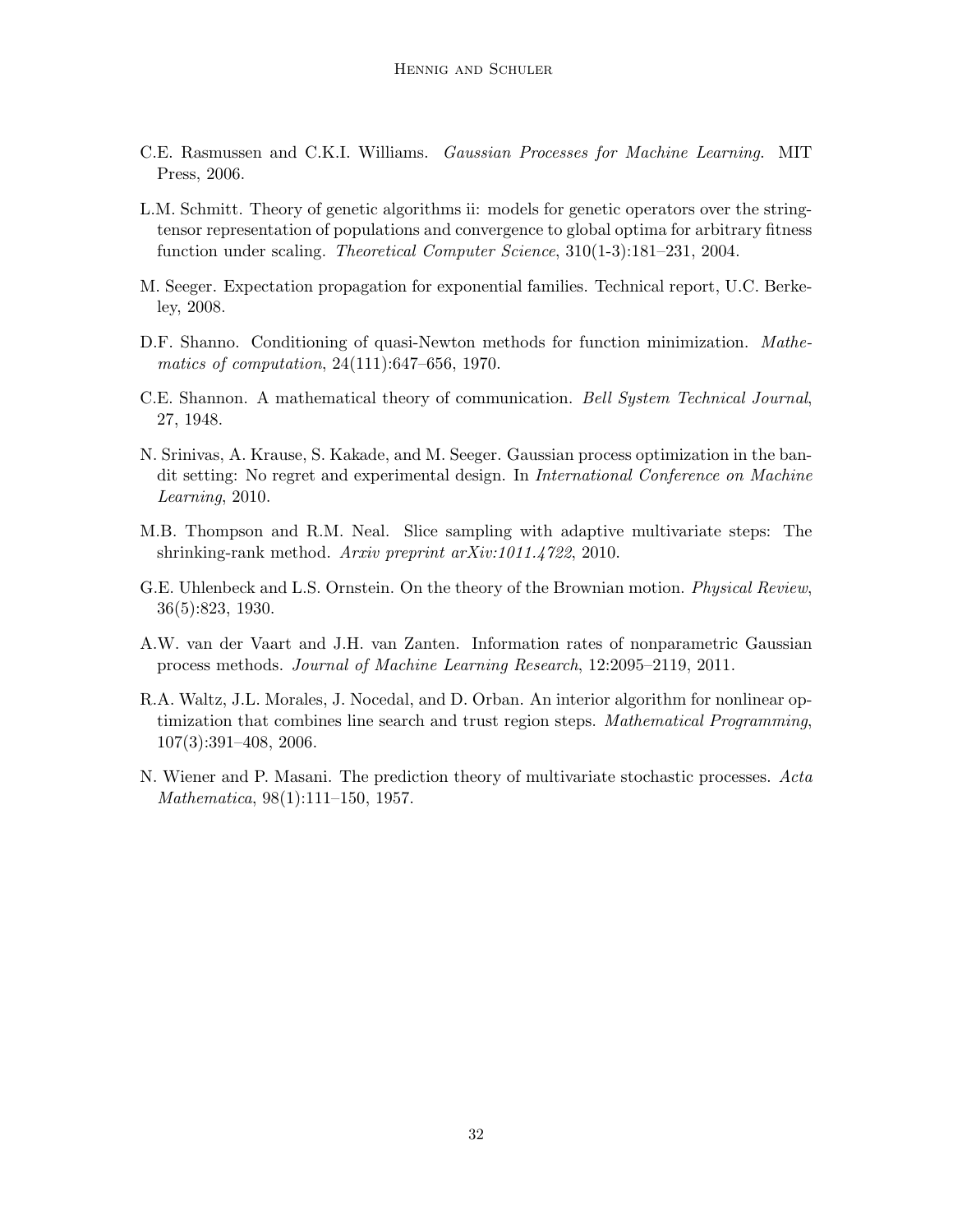C.E. Rasmussen and C.K.I. Williams. *Gaussian Processes for Machine Learning*. MIT Press, 2006.

L.M. Schmitt. Theory of genetic algorithms ii: models for genetic operators over the string-tensor representation of populations and convergence to global optima for arbitrary fitness function under scaling. *Theoretical Computer Science*, 310(1-3):181–231, 2004.

M. Seeger. Expectation propagation for exponential families. Technical report, U.C. Berkeley, 2008.

D.F. Shanno. Conditioning of quasi-Newton methods for function minimization. *Mathematics of computation*, 24(111):647–656, 1970.

C.E. Shannon. A mathematical theory of communication. *Bell System Technical Journal*, 27, 1948.

N. Srinivas, A. Krause, S. Kakade, and M. Seeger. Gaussian process optimization in the bandit setting: No regret and experimental design. In *International Conference on Machine Learning*, 2010.

M.B. Thompson and R.M. Neal. Slice sampling with adaptive multivariate steps: The shrinking-rank method. *Arxiv preprint arXiv:1011.4722*, 2010.

G.E. Uhlenbeck and L.S. Ornstein. On the theory of the Brownian motion. *Physical Review*, 36(5):823, 1930.

A.W. van der Vaart and J.H. van Zanten. Information rates of nonparametric Gaussian process methods. *Journal of Machine Learning Research*, 12:2095–2119, 2011.

R.A. Waltz, J.L. Morales, J. Nocedal, and D. Orban. An interior algorithm for nonlinear optimization that combines line search and trust region steps. *Mathematical Programming*, 107(3):391–408, 2006.

N. Wiener and P. Masani. The prediction theory of multivariate stochastic processes. *Acta Mathematica*, 98(1):111–150, 1957.